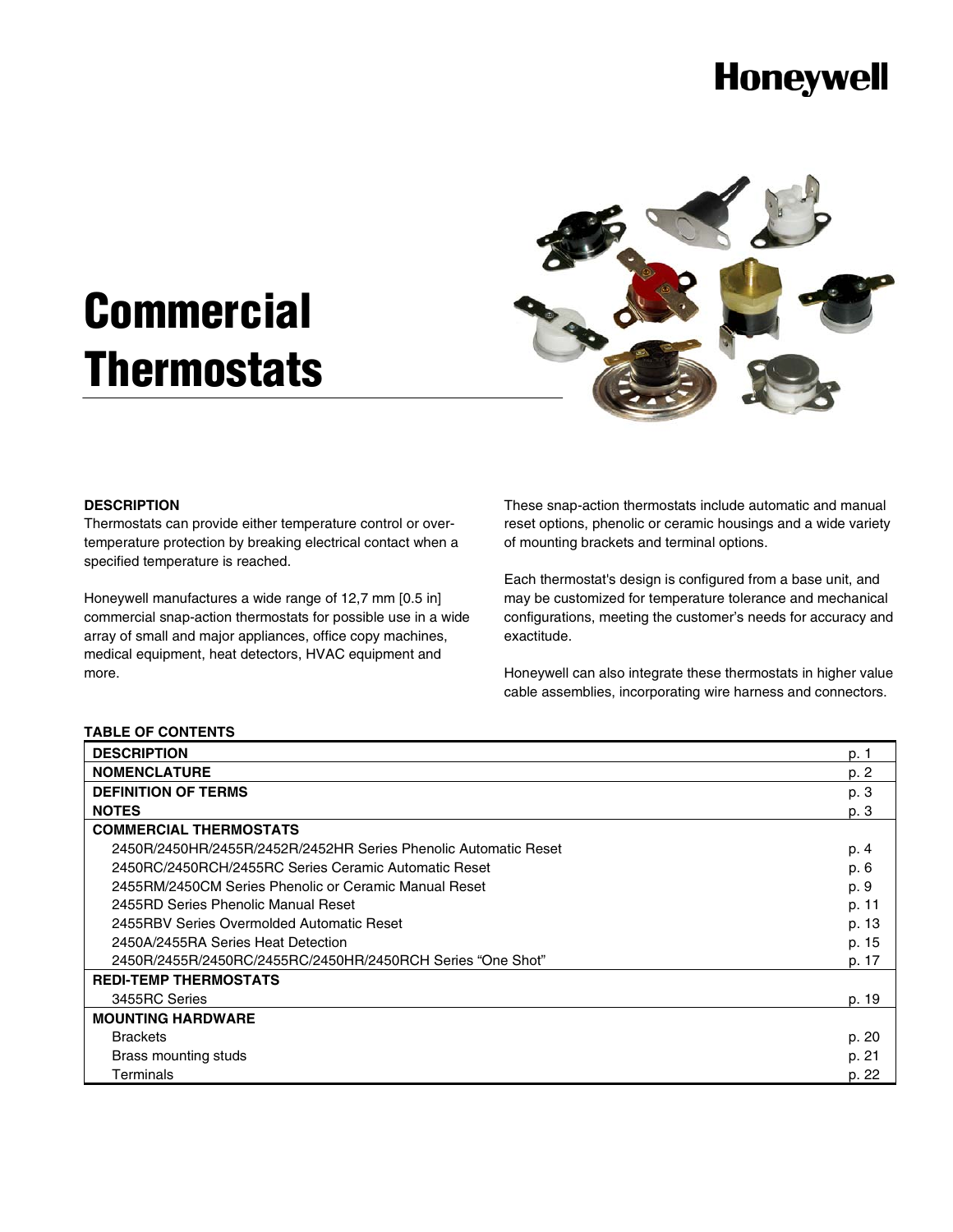Honeywell

# Commercial Thermostats

**DESCRIPTION**

Thermostats can provide either temperature control or over-temperature protection by breaking electrical contact when a specified temperature is reached.

Honeywell manufactures a wide range of 12,7 mm [0.5 in] commercial snap-action thermostats for possible use in a wide array of small and major appliances, office copy machines, medical equipment, heat detectors, HVAC equipment and more.

These snap-action thermostats include automatic and manual reset options, phenolic or ceramic housings and a wide variety of mounting brackets and terminal options.

Each thermostat's design is configured from a base unit, and may be customized for temperature tolerance and mechanical configurations, meeting the customer's needs for accuracy and exactitude.

Honeywell can also integrate these thermostats in higher value cable assemblies, incorporating wire harness and connectors.

**TABLE OF CONTENTS**

| | |
|---|---|
| **DESCRIPTION** | p. 1 |
| **NOMENCLATURE** | p. 2 |
| **DEFINITION OF TERMS** | p. 3 |
| **NOTES** | p. 3 |
| **COMMERCIAL THERMOSTATS** | |
| 2450R/2450HR/2455R/2452R/2452HR Series Phenolic Automatic Reset | p. 4 |
| 2450RC/2450RCH/2455RC Series Ceramic Automatic Reset | p. 6 |
| 2455RM/2450CM Series Phenolic or Ceramic Manual Reset | p. 9 |
| 2455RD Series Phenolic Manual Reset | p. 11 |
| 2455RBV Series Overmolded Automatic Reset | p. 13 |
| 2450A/2455RA Series Heat Detection | p. 15 |
| 2450R/2455R/2450RC/2455RC/2450HR/2450RCH Series "One Shot" | p. 17 |
| **REDI-TEMP THERMOSTATS** | |
| 3455RC Series | p. 19 |
| **MOUNTING HARDWARE** | |
| Brackets | p. 20 |
| Brass mounting studs | p. 21 |
| Terminals | p. 22 |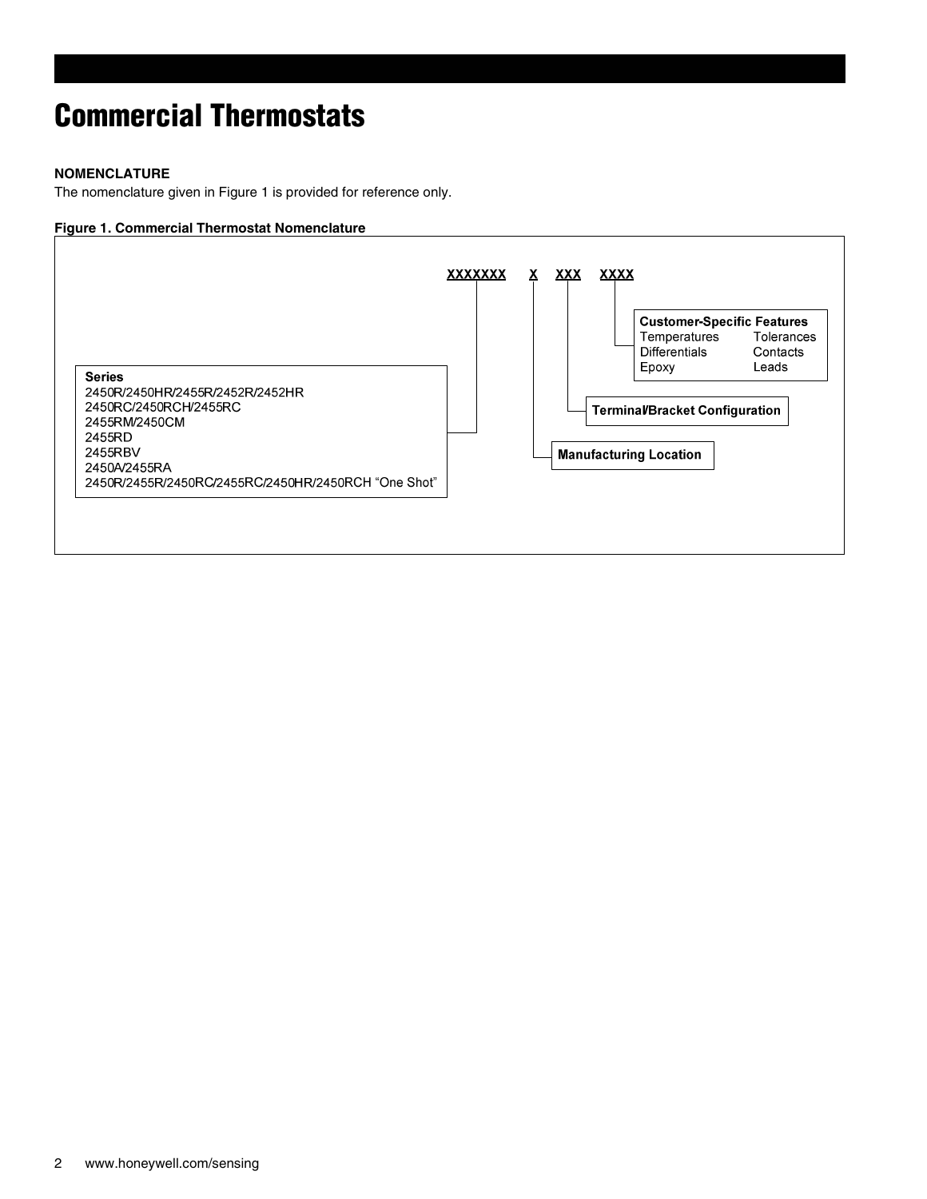# Commercial Thermostats

**NOMENCLATURE**

The nomenclature given in Figure 1 is provided for reference only.

**Figure 1. Commercial Thermostat Nomenclature**

XXXXXXX X XXX XXXX

- **XXXXXXX — Series**
  - 2450R/2450HR/2455R/2452R/2452HR
  - 2450RC/2450RCH/2455RC
  - 2455RM/2450CM
  - 2455RD
  - 2455RBV
  - 2450A/2455RA
  - 2450R/2455R/2450RC/2455RC/2450HR/2450RCH "One Shot"
- **X — Manufacturing Location**
- **XXX — Terminal/Bracket Configuration**
- **XXXX — Customer-Specific Features**
  - Temperatures
  - Tolerances
  - Differentials
  - Contacts
  - Epoxy
  - Leads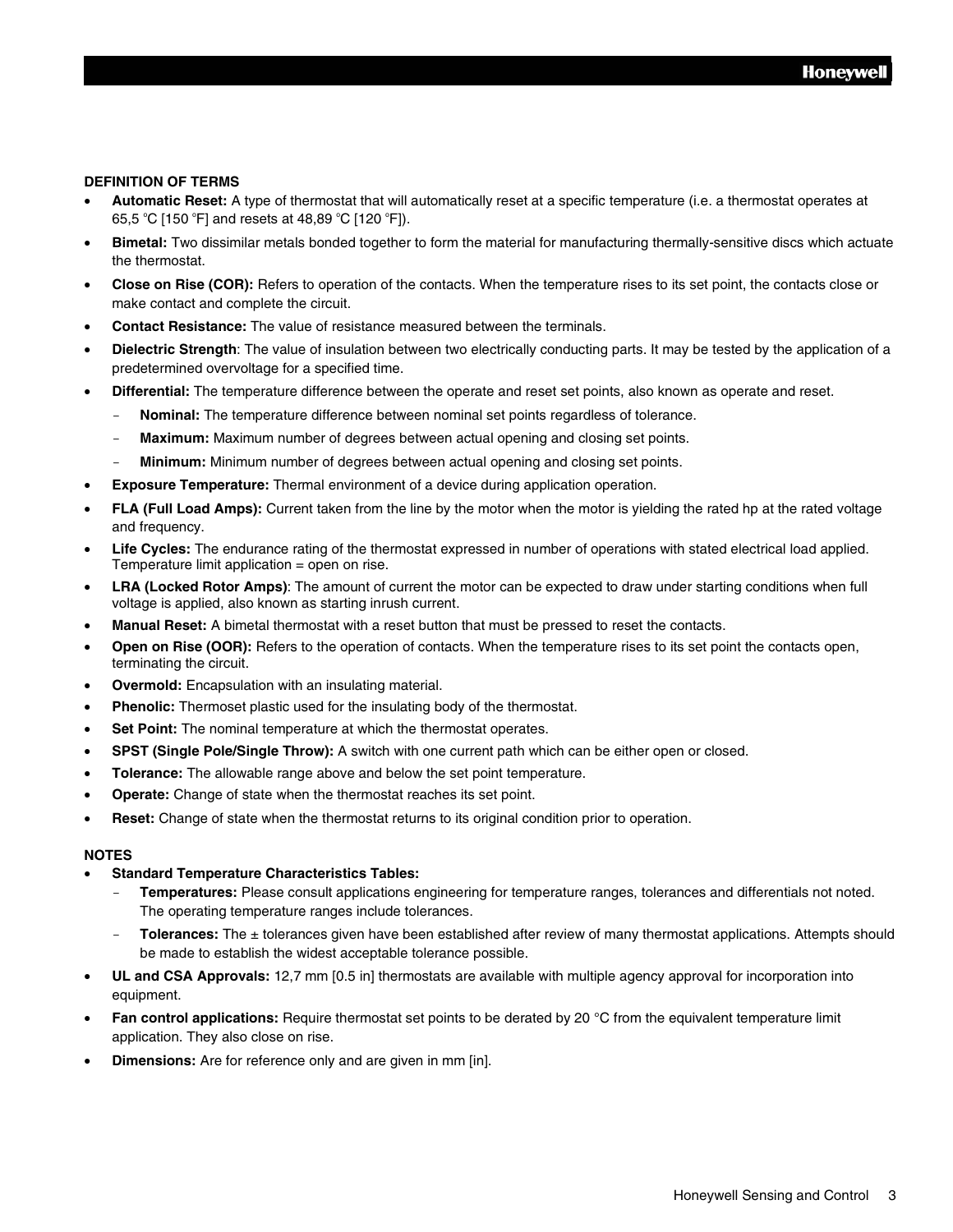## DEFINITION OF TERMS

- **Automatic Reset:** A type of thermostat that will automatically reset at a specific temperature (i.e. a thermostat operates at 65,5 °C [150 °F] and resets at 48,89 °C [120 °F]).
- **Bimetal:** Two dissimilar metals bonded together to form the material for manufacturing thermally-sensitive discs which actuate the thermostat.
- **Close on Rise (COR):** Refers to operation of the contacts. When the temperature rises to its set point, the contacts close or make contact and complete the circuit.
- **Contact Resistance:** The value of resistance measured between the terminals.
- **Dielectric Strength**: The value of insulation between two electrically conducting parts. It may be tested by the application of a predetermined overvoltage for a specified time.
- **Differential:** The temperature difference between the operate and reset set points, also known as operate and reset.
  - **Nominal:** The temperature difference between nominal set points regardless of tolerance.
  - **Maximum:** Maximum number of degrees between actual opening and closing set points.
  - **Minimum:** Minimum number of degrees between actual opening and closing set points.
- **Exposure Temperature:** Thermal environment of a device during application operation.
- **FLA (Full Load Amps):** Current taken from the line by the motor when the motor is yielding the rated hp at the rated voltage and frequency.
- **Life Cycles:** The endurance rating of the thermostat expressed in number of operations with stated electrical load applied. Temperature limit application = open on rise.
- **LRA (Locked Rotor Amps)**: The amount of current the motor can be expected to draw under starting conditions when full voltage is applied, also known as starting inrush current.
- **Manual Reset:** A bimetal thermostat with a reset button that must be pressed to reset the contacts.
- **Open on Rise (OOR):** Refers to the operation of contacts. When the temperature rises to its set point the contacts open, terminating the circuit.
- **Overmold:** Encapsulation with an insulating material.
- **Phenolic:** Thermoset plastic used for the insulating body of the thermostat.
- **Set Point:** The nominal temperature at which the thermostat operates.
- **SPST (Single Pole/Single Throw):** A switch with one current path which can be either open or closed.
- **Tolerance:** The allowable range above and below the set point temperature.
- **Operate:** Change of state when the thermostat reaches its set point.
- **Reset:** Change of state when the thermostat returns to its original condition prior to operation.

## NOTES

- **Standard Temperature Characteristics Tables:**
  - **Temperatures:** Please consult applications engineering for temperature ranges, tolerances and differentials not noted. The operating temperature ranges include tolerances.
  - **Tolerances:** The ± tolerances given have been established after review of many thermostat applications. Attempts should be made to establish the widest acceptable tolerance possible.
- **UL and CSA Approvals:** 12,7 mm [0.5 in] thermostats are available with multiple agency approval for incorporation into equipment.
- **Fan control applications:** Require thermostat set points to be derated by 20 °C from the equivalent temperature limit application. They also close on rise.
- **Dimensions:** Are for reference only and are given in mm [in].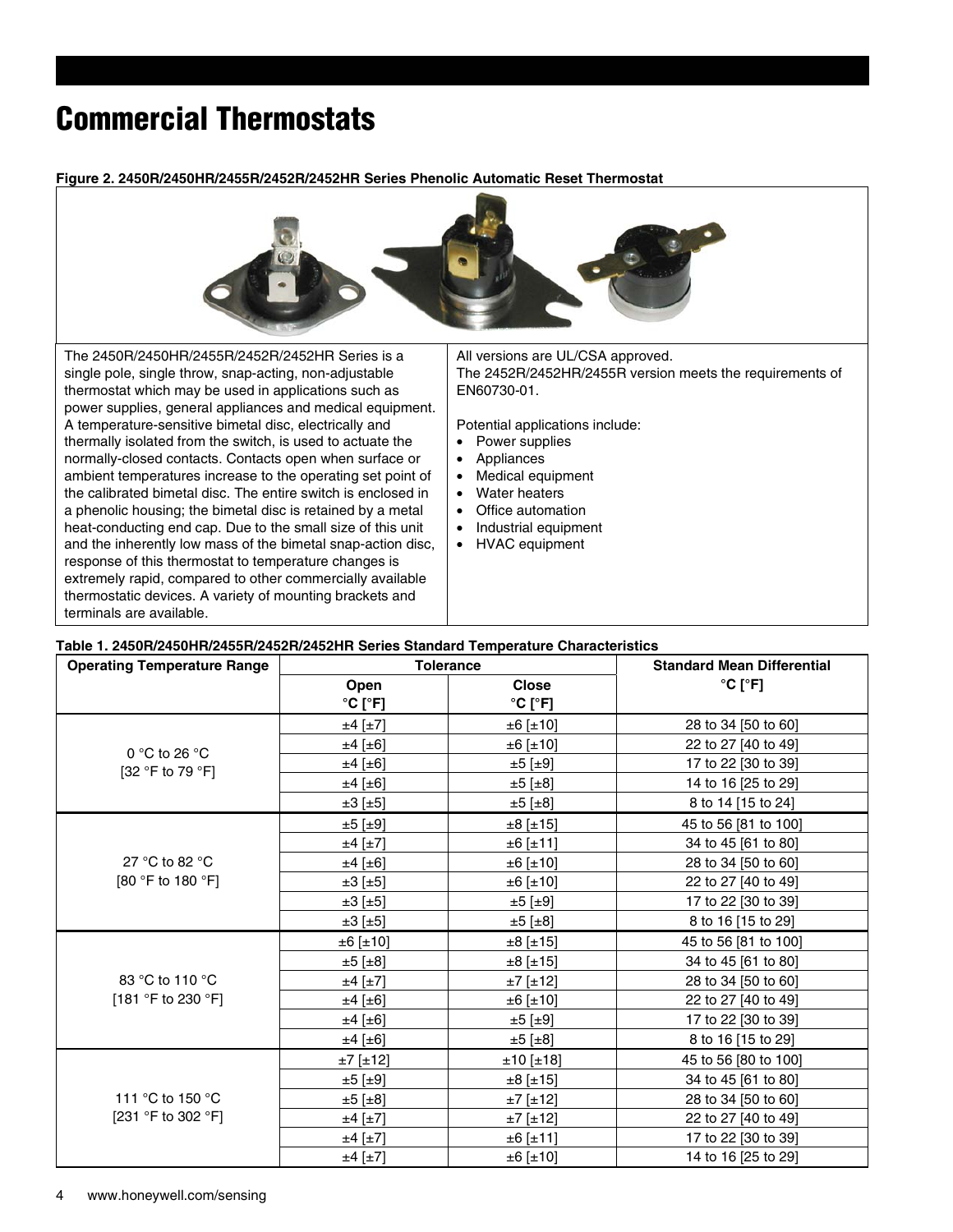# Commercial Thermostats

**Figure 2. 2450R/2450HR/2455R/2452R/2452HR Series Phenolic Automatic Reset Thermostat**

The 2450R/2450HR/2455R/2452R/2452HR Series is a single pole, single throw, snap-acting, non-adjustable thermostat which may be used in applications such as power supplies, general appliances and medical equipment. A temperature-sensitive bimetal disc, electrically and thermally isolated from the switch, is used to actuate the normally-closed contacts. Contacts open when surface or ambient temperatures increase to the operating set point of the calibrated bimetal disc. The entire switch is enclosed in a phenolic housing; the bimetal disc is retained by a metal heat-conducting end cap. Due to the small size of this unit and the inherently low mass of the bimetal snap-action disc, response of this thermostat to temperature changes is extremely rapid, compared to other commercially available thermostatic devices. A variety of mounting brackets and terminals are available.

All versions are UL/CSA approved.
The 2452R/2452HR/2455R version meets the requirements of EN60730-01.

Potential applications include:

- Power supplies
- Appliances
- Medical equipment
- Water heaters
- Office automation
- Industrial equipment
- HVAC equipment

**Table 1. 2450R/2450HR/2455R/2452R/2452HR Series Standard Temperature Characteristics**

| Operating Temperature Range | Tolerance | | Standard Mean Differential °C [°F] |
|---|---|---|---|
| | Open °C [°F] | Close °C [°F] | |
| 0 °C to 26 °C [32 °F to 79 °F] | ±4 [±7] | ±6 [±10] | 28 to 34 [50 to 60] |
| | ±4 [±6] | ±6 [±10] | 22 to 27 [40 to 49] |
| | ±4 [±6] | ±5 [±9] | 17 to 22 [30 to 39] |
| | ±4 [±6] | ±5 [±8] | 14 to 16 [25 to 29] |
| | ±3 [±5] | ±5 [±8] | 8 to 14 [15 to 24] |
| 27 °C to 82 °C [80 °F to 180 °F] | ±5 [±9] | ±8 [±15] | 45 to 56 [81 to 100] |
| | ±4 [±7] | ±6 [±11] | 34 to 45 [61 to 80] |
| | ±4 [±6] | ±6 [±10] | 28 to 34 [50 to 60] |
| | ±3 [±5] | ±6 [±10] | 22 to 27 [40 to 49] |
| | ±3 [±5] | ±5 [±9] | 17 to 22 [30 to 39] |
| | ±3 [±5] | ±5 [±8] | 8 to 16 [15 to 29] |
| 83 °C to 110 °C [181 °F to 230 °F] | ±6 [±10] | ±8 [±15] | 45 to 56 [81 to 100] |
| | ±5 [±8] | ±8 [±15] | 34 to 45 [61 to 80] |
| | ±4 [±7] | ±7 [±12] | 28 to 34 [50 to 60] |
| | ±4 [±6] | ±6 [±10] | 22 to 27 [40 to 49] |
| | ±4 [±6] | ±5 [±9] | 17 to 22 [30 to 39] |
| | ±4 [±6] | ±5 [±8] | 8 to 16 [15 to 29] |
| 111 °C to 150 °C [231 °F to 302 °F] | ±7 [±12] | ±10 [±18] | 45 to 56 [80 to 100] |
| | ±5 [±9] | ±8 [±15] | 34 to 45 [61 to 80] |
| | ±5 [±8] | ±7 [±12] | 28 to 34 [50 to 60] |
| | ±4 [±7] | ±7 [±12] | 22 to 27 [40 to 49] |
| | ±4 [±7] | ±6 [±11] | 17 to 22 [30 to 39] |
| | ±4 [±7] | ±6 [±10] | 14 to 16 [25 to 29] |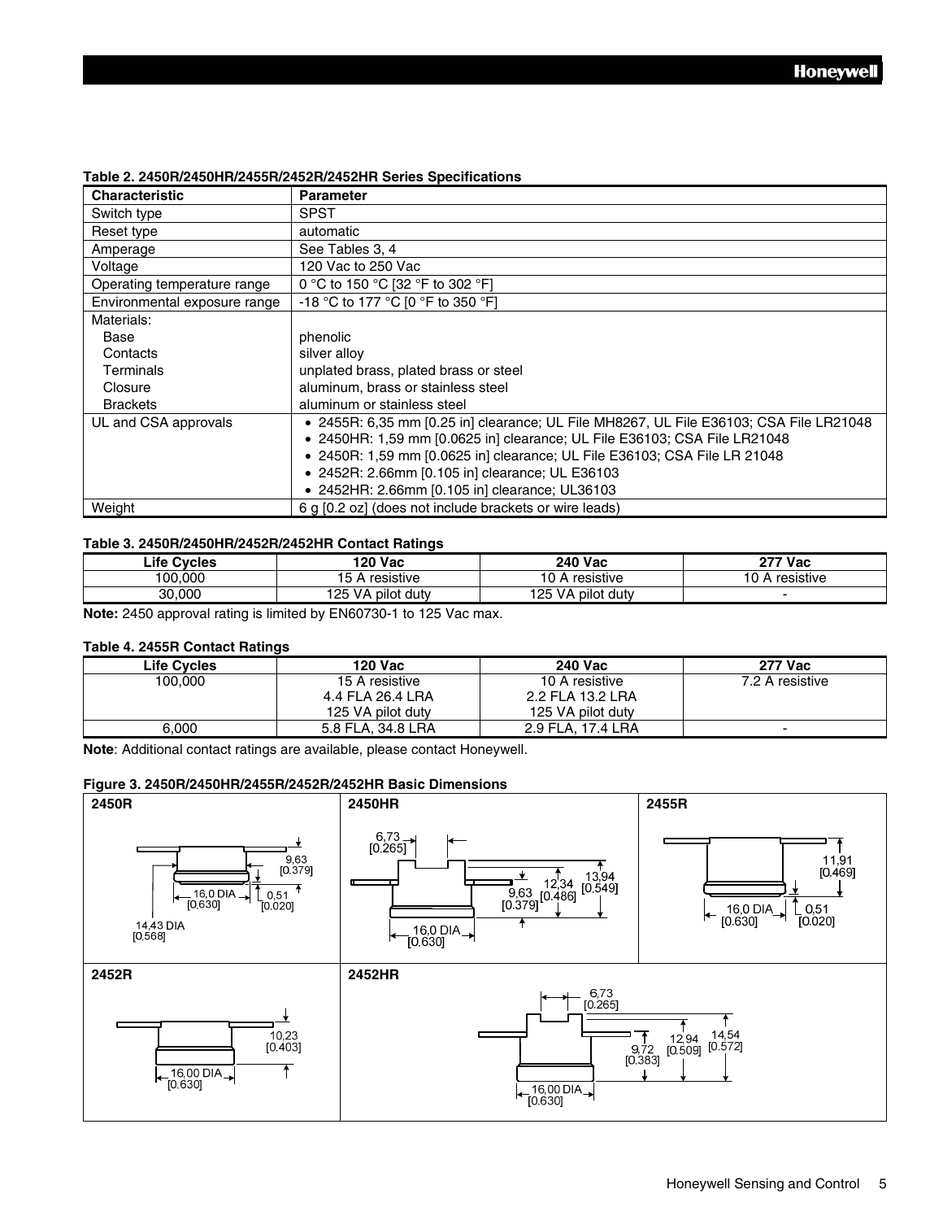**Table 2. 2450R/2450HR/2455R/2452R/2452HR Series Specifications**

| Characteristic | Parameter |
|---|---|
| Switch type | SPST |
| Reset type | automatic |
| Amperage | See Tables 3, 4 |
| Voltage | 120 Vac to 250 Vac |
| Operating temperature range | 0 °C to 150 °C [32 °F to 302 °F] |
| Environmental exposure range | -18 °C to 177 °C [0 °F to 350 °F] |
| Materials: | |
| Base | phenolic |
| Contacts | silver alloy |
| Terminals | unplated brass, plated brass or steel |
| Closure | aluminum, brass or stainless steel |
| Brackets | aluminum or stainless steel |
| UL and CSA approvals | • 2455R: 6,35 mm [0.25 in] clearance; UL File MH8267, UL File E36103; CSA File LR21048<br>• 2450HR: 1,59 mm [0.0625 in] clearance; UL File E36103; CSA File LR21048<br>• 2450R: 1,59 mm [0.0625 in] clearance; UL File E36103; CSA File LR 21048<br>• 2452R: 2.66mm [0.105 in] clearance; UL E36103<br>• 2452HR: 2.66mm [0.105 in] clearance; UL36103 |
| Weight | 6 g [0.2 oz] (does not include brackets or wire leads) |

**Table 3. 2450R/2450HR/2452R/2452HR Contact Ratings**

| Life Cycles | 120 Vac | 240 Vac | 277 Vac |
|---|---|---|---|
| 100,000 | 15 A resistive | 10 A resistive | 10 A resistive |
| 30,000 | 125 VA pilot duty | 125 VA pilot duty | - |

**Note:** 2450 approval rating is limited by EN60730-1 to 125 Vac max.

**Table 4. 2455R Contact Ratings**

| Life Cycles | 120 Vac | 240 Vac | 277 Vac |
|---|---|---|---|
| 100,000 | 15 A resistive<br>4.4 FLA 26.4 LRA<br>125 VA pilot duty | 10 A resistive<br>2.2 FLA 13.2 LRA<br>125 VA pilot duty | 7.2 A resistive |
| 6,000 | 5.8 FLA, 34.8 LRA | 2.9 FLA, 17.4 LRA | - |

**Note**: Additional contact ratings are available, please contact Honeywell.

**Figure 3. 2450R/2450HR/2455R/2452R/2452HR Basic Dimensions**

**2450R**: 9,63 [0.379]; 16,0 DIA [0.630]; 0,51 [0.020]; 14,43 DIA [0.568]

**2450HR**: 6,73 [0.265]; 9,63 [0.379]; 12,34 [0.486]; 13,94 [0.549]; 16,0 DIA [0.630]

**2455R**: 11,91 [0.469]; 16,0 DIA [0.630]; 0,51 [0.020]

**2452R**: 10,23 [0.403]; 16,00 DIA [0.630]

**2452HR**: 6,73 [0.265]; 9,72 [0.383]; 12,94 [0.509]; 14,54 [0.572]; 16,00 DIA [0.630]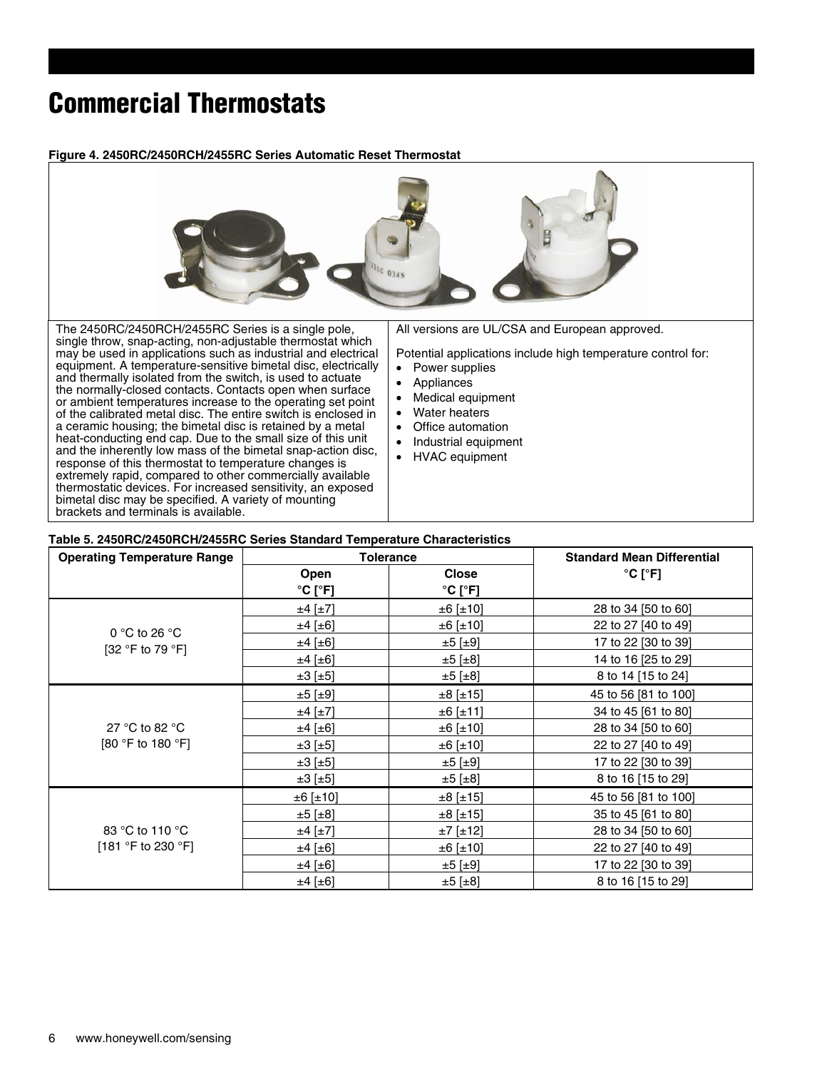# Commercial Thermostats

**Figure 4. 2450RC/2450RCH/2455RC Series Automatic Reset Thermostat**

The 2450RC/2450RCH/2455RC Series is a single pole, single throw, snap-acting, non-adjustable thermostat which may be used in applications such as industrial and electrical equipment. A temperature-sensitive bimetal disc, electrically and thermally isolated from the switch, is used to actuate the normally-closed contacts. Contacts open when surface or ambient temperatures increase to the operating set point of the calibrated metal disc. The entire switch is enclosed in a ceramic housing; the bimetal disc is retained by a metal heat-conducting end cap. Due to the small size of this unit and the inherently low mass of the bimetal snap-action disc, response of this thermostat to temperature changes is extremely rapid, compared to other commercially available thermostatic devices. For increased sensitivity, an exposed bimetal disc may be specified. A variety of mounting brackets and terminals is available.

All versions are UL/CSA and European approved.

Potential applications include high temperature control for:

- Power supplies
- Appliances
- Medical equipment
- Water heaters
- Office automation
- Industrial equipment
- HVAC equipment

**Table 5. 2450RC/2450RCH/2455RC Series Standard Temperature Characteristics**

| Operating Temperature Range | Tolerance | | Standard Mean Differential °C [°F] |
|---|---|---|---|
| | Open °C [°F] | Close °C [°F] | |
| 0 °C to 26 °C [32 °F to 79 °F] | ±4 [±7] | ±6 [±10] | 28 to 34 [50 to 60] |
| | ±4 [±6] | ±6 [±10] | 22 to 27 [40 to 49] |
| | ±4 [±6] | ±5 [±9] | 17 to 22 [30 to 39] |
| | ±4 [±6] | ±5 [±8] | 14 to 16 [25 to 29] |
| | ±3 [±5] | ±5 [±8] | 8 to 14 [15 to 24] |
| 27 °C to 82 °C [80 °F to 180 °F] | ±5 [±9] | ±8 [±15] | 45 to 56 [81 to 100] |
| | ±4 [±7] | ±6 [±11] | 34 to 45 [61 to 80] |
| | ±4 [±6] | ±6 [±10] | 28 to 34 [50 to 60] |
| | ±3 [±5] | ±6 [±10] | 22 to 27 [40 to 49] |
| | ±3 [±5] | ±5 [±9] | 17 to 22 [30 to 39] |
| | ±3 [±5] | ±5 [±8] | 8 to 16 [15 to 29] |
| 83 °C to 110 °C [181 °F to 230 °F] | ±6 [±10] | ±8 [±15] | 45 to 56 [81 to 100] |
| | ±5 [±8] | ±8 [±15] | 35 to 45 [61 to 80] |
| | ±4 [±7] | ±7 [±12] | 28 to 34 [50 to 60] |
| | ±4 [±6] | ±6 [±10] | 22 to 27 [40 to 49] |
| | ±4 [±6] | ±5 [±9] | 17 to 22 [30 to 39] |
| | ±4 [±6] | ±5 [±8] | 8 to 16 [15 to 29] |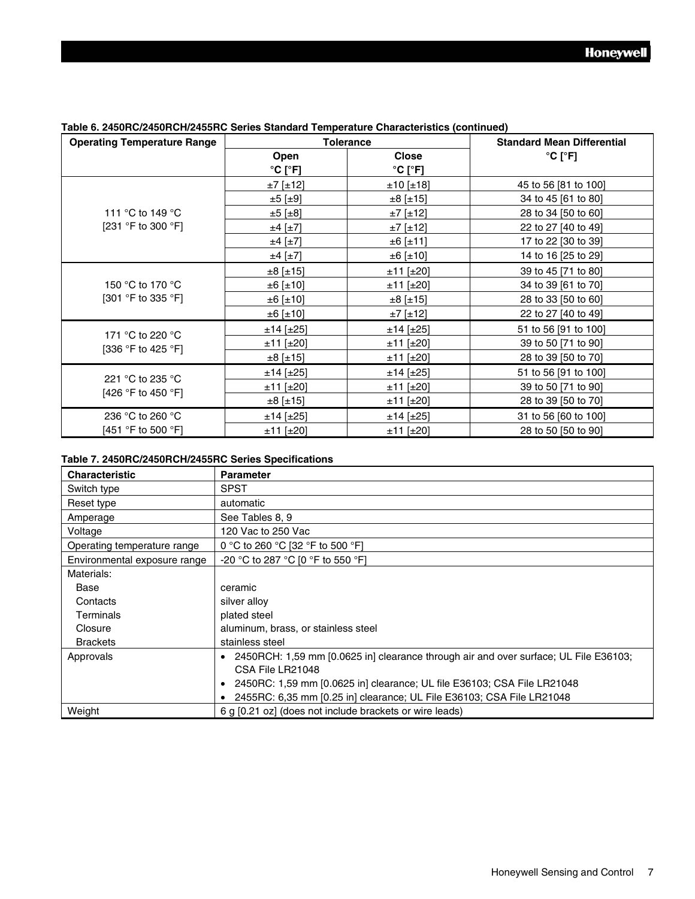**Table 6. 2450RC/2450RCH/2455RC Series Standard Temperature Characteristics (continued)**

| Operating Temperature Range | Tolerance | | Standard Mean Differential °C [°F] |
|---|---|---|---|
| | Open °C [°F] | Close °C [°F] | |
| 111 °C to 149 °C [231 °F to 300 °F] | ±7 [±12] | ±10 [±18] | 45 to 56 [81 to 100] |
| | ±5 [±9] | ±8 [±15] | 34 to 45 [61 to 80] |
| | ±5 [±8] | ±7 [±12] | 28 to 34 [50 to 60] |
| | ±4 [±7] | ±7 [±12] | 22 to 27 [40 to 49] |
| | ±4 [±7] | ±6 [±11] | 17 to 22 [30 to 39] |
| | ±4 [±7] | ±6 [±10] | 14 to 16 [25 to 29] |
| 150 °C to 170 °C [301 °F to 335 °F] | ±8 [±15] | ±11 [±20] | 39 to 45 [71 to 80] |
| | ±6 [±10] | ±11 [±20] | 34 to 39 [61 to 70] |
| | ±6 [±10] | ±8 [±15] | 28 to 33 [50 to 60] |
| | ±6 [±10] | ±7 [±12] | 22 to 27 [40 to 49] |
| 171 °C to 220 °C [336 °F to 425 °F] | ±14 [±25] | ±14 [±25] | 51 to 56 [91 to 100] |
| | ±11 [±20] | ±11 [±20] | 39 to 50 [71 to 90] |
| | ±8 [±15] | ±11 [±20] | 28 to 39 [50 to 70] |
| 221 °C to 235 °C [426 °F to 450 °F] | ±14 [±25] | ±14 [±25] | 51 to 56 [91 to 100] |
| | ±11 [±20] | ±11 [±20] | 39 to 50 [71 to 90] |
| | ±8 [±15] | ±11 [±20] | 28 to 39 [50 to 70] |
| 236 °C to 260 °C [451 °F to 500 °F] | ±14 [±25] | ±14 [±25] | 31 to 56 [60 to 100] |
| | ±11 [±20] | ±11 [±20] | 28 to 50 [50 to 90] |

**Table 7. 2450RC/2450RCH/2455RC Series Specifications**

| Characteristic | Parameter |
|---|---|
| Switch type | SPST |
| Reset type | automatic |
| Amperage | See Tables 8, 9 |
| Voltage | 120 Vac to 250 Vac |
| Operating temperature range | 0 °C to 260 °C [32 °F to 500 °F] |
| Environmental exposure range | -20 °C to 287 °C [0 °F to 550 °F] |
| Materials: | |
| Base | ceramic |
| Contacts | silver alloy |
| Terminals | plated steel |
| Closure | aluminum, brass, or stainless steel |
| Brackets | stainless steel |
| Approvals | • 2450RCH: 1,59 mm [0.0625 in] clearance through air and over surface; UL File E36103; CSA File LR21048<br>• 2450RC: 1,59 mm [0.0625 in] clearance; UL file E36103; CSA File LR21048<br>• 2455RC: 6,35 mm [0.25 in] clearance; UL File E36103; CSA File LR21048 |
| Weight | 6 g [0.21 oz] (does not include brackets or wire leads) |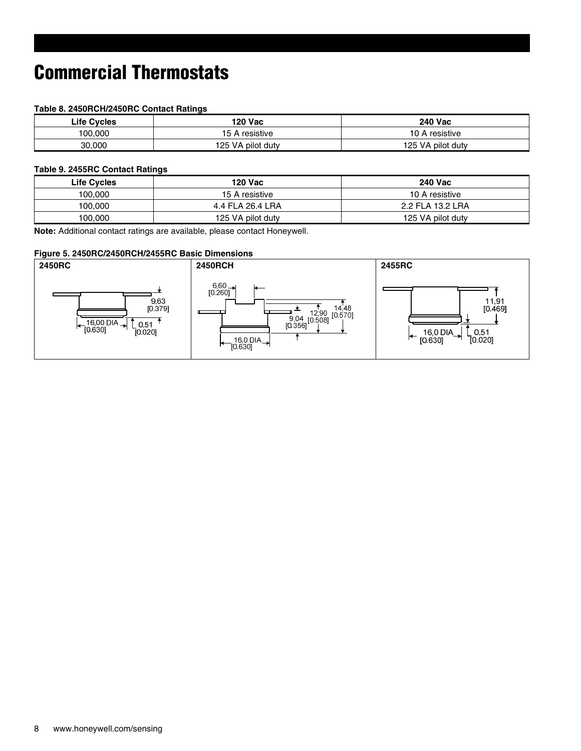# Commercial Thermostats

**Table 8. 2450RCH/2450RC Contact Ratings**

| Life Cycles | 120 Vac | 240 Vac |
|---|---|---|
| 100,000 | 15 A resistive | 10 A resistive |
| 30,000 | 125 VA pilot duty | 125 VA pilot duty |

**Table 9. 2455RC Contact Ratings**

| Life Cycles | 120 Vac | 240 Vac |
|---|---|---|
| 100,000 | 15 A resistive | 10 A resistive |
| 100,000 | 4.4 FLA 26.4 LRA | 2.2 FLA 13.2 LRA |
| 100,000 | 125 VA pilot duty | 125 VA pilot duty |

**Note:** Additional contact ratings are available, please contact Honeywell.

**Figure 5. 2450RC/2450RCH/2455RC Basic Dimensions**

| 2450RC | 2450RCH | 2455RC |
|---|---|---|
| 9,63 [0.379]; 16,00 DIA [0.630]; 0,51 [0.020] | 6,60 [0.260]; 9,04 [0.356]; 12,90 [0.508]; 14,48 [0.570]; 16,0 DIA [0.630] | 11,91 [0.469]; 16,0 DIA [0.630]; 0,51 [0.020] |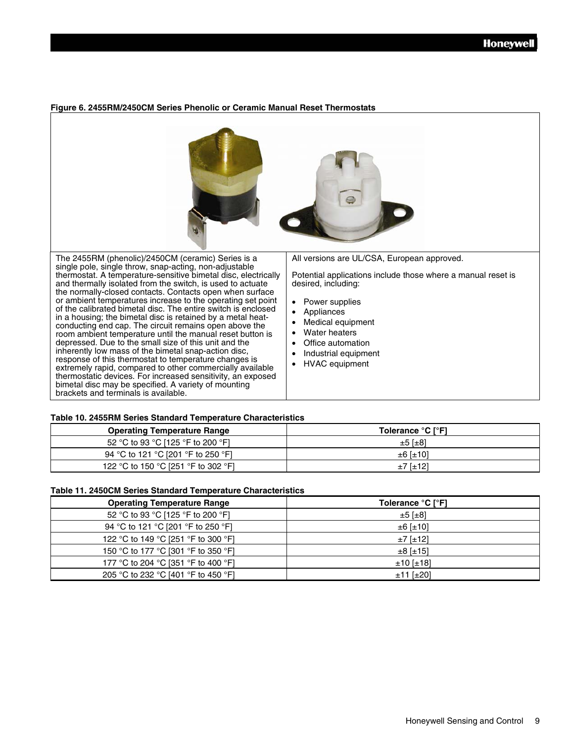**Figure 6. 2455RM/2450CM Series Phenolic or Ceramic Manual Reset Thermostats**

The 2455RM (phenolic)/2450CM (ceramic) Series is a single pole, single throw, snap-acting, non-adjustable thermostat. A temperature-sensitive bimetal disc, electrically and thermally isolated from the switch, is used to actuate the normally-closed contacts. Contacts open when surface or ambient temperatures increase to the operating set point of the calibrated bimetal disc. The entire switch is enclosed in a housing; the bimetal disc is retained by a metal heat-conducting end cap. The circuit remains open above the room ambient temperature until the manual reset button is depressed. Due to the small size of this unit and the inherently low mass of the bimetal snap-action disc, response of this thermostat to temperature changes is extremely rapid, compared to other commercially available thermostatic devices. For increased sensitivity, an exposed bimetal disc may be specified. A variety of mounting brackets and terminals is available.

All versions are UL/CSA, European approved.

Potential applications include those where a manual reset is desired, including:

- Power supplies
- Appliances
- Medical equipment
- Water heaters
- Office automation
- Industrial equipment
- HVAC equipment

**Table 10. 2455RM Series Standard Temperature Characteristics**

| Operating Temperature Range | Tolerance °C [°F] |
|---|---|
| 52 °C to 93 °C [125 °F to 200 °F] | ±5 [±8] |
| 94 °C to 121 °C [201 °F to 250 °F] | ±6 [±10] |
| 122 °C to 150 °C [251 °F to 302 °F] | ±7 [±12] |

**Table 11. 2450CM Series Standard Temperature Characteristics**

| Operating Temperature Range | Tolerance °C [°F] |
|---|---|
| 52 °C to 93 °C [125 °F to 200 °F] | ±5 [±8] |
| 94 °C to 121 °C [201 °F to 250 °F] | ±6 [±10] |
| 122 °C to 149 °C [251 °F to 300 °F] | ±7 [±12] |
| 150 °C to 177 °C [301 °F to 350 °F] | ±8 [±15] |
| 177 °C to 204 °C [351 °F to 400 °F] | ±10 [±18] |
| 205 °C to 232 °C [401 °F to 450 °F] | ±11 [±20] |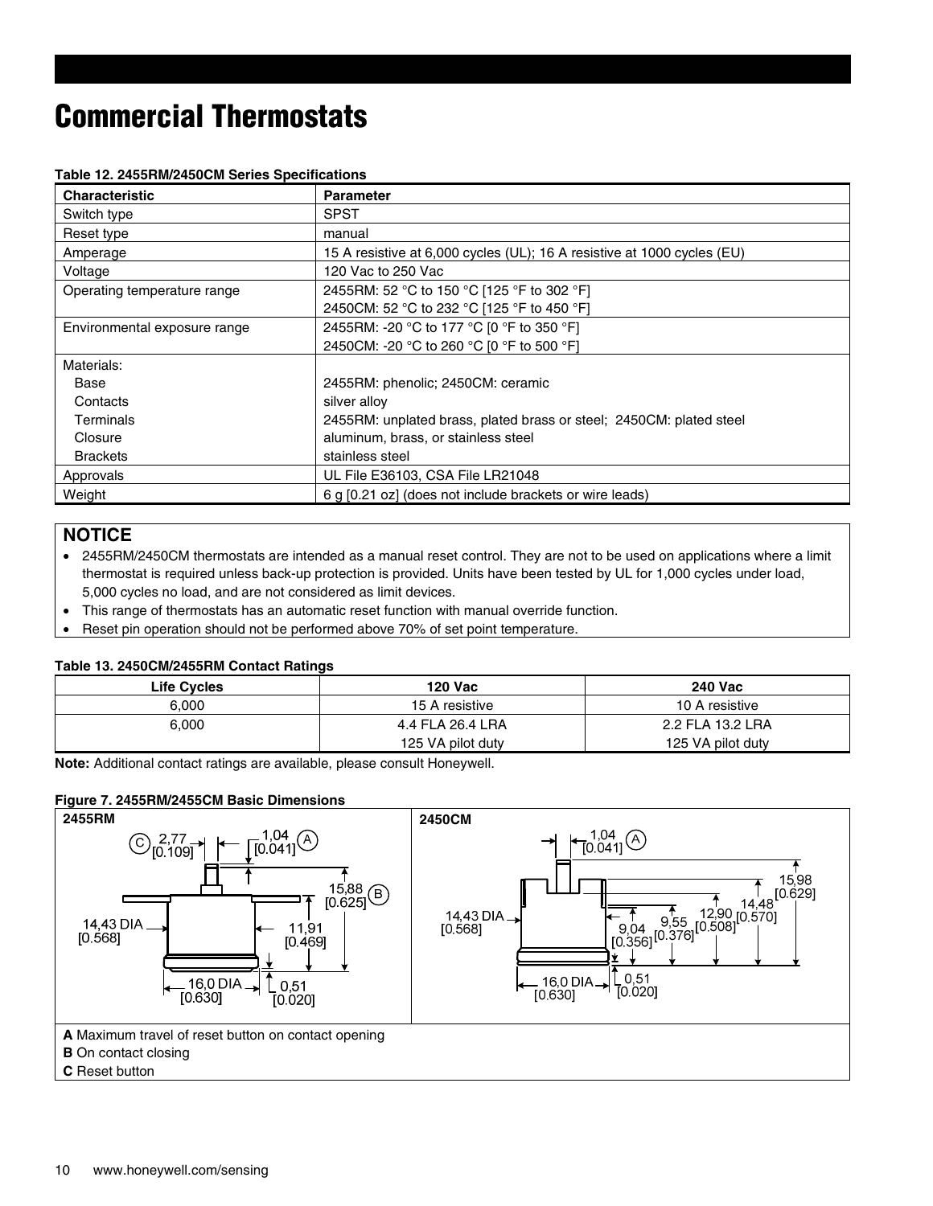# Commercial Thermostats

**Table 12. 2455RM/2450CM Series Specifications**

| Characteristic | Parameter |
|---|---|
| Switch type | SPST |
| Reset type | manual |
| Amperage | 15 A resistive at 6,000 cycles (UL); 16 A resistive at 1000 cycles (EU) |
| Voltage | 120 Vac to 250 Vac |
| Operating temperature range | 2455RM: 52 °C to 150 °C [125 °F to 302 °F]<br>2450CM: 52 °C to 232 °C [125 °F to 450 °F] |
| Environmental exposure range | 2455RM: -20 °C to 177 °C [0 °F to 350 °F]<br>2450CM: -20 °C to 260 °C [0 °F to 500 °F] |
| Materials: | |
| Base | 2455RM: phenolic; 2450CM: ceramic |
| Contacts | silver alloy |
| Terminals | 2455RM: unplated brass, plated brass or steel; 2450CM: plated steel |
| Closure | aluminum, brass, or stainless steel |
| Brackets | stainless steel |
| Approvals | UL File E36103, CSA File LR21048 |
| Weight | 6 g [0.21 oz] (does not include brackets or wire leads) |

## NOTICE

- 2455RM/2450CM thermostats are intended as a manual reset control. They are not to be used on applications where a limit thermostat is required unless back-up protection is provided. Units have been tested by UL for 1,000 cycles under load, 5,000 cycles no load, and are not considered as limit devices.
- This range of thermostats has an automatic reset function with manual override function.
- Reset pin operation should not be performed above 70% of set point temperature.

**Table 13. 2450CM/2455RM Contact Ratings**

| Life Cycles | 120 Vac | 240 Vac |
|---|---|---|
| 6,000 | 15 A resistive | 10 A resistive |
| 6,000 | 4.4 FLA 26.4 LRA<br>125 VA pilot duty | 2.2 FLA 13.2 LRA<br>125 VA pilot duty |

**Note:** Additional contact ratings are available, please consult Honeywell.

**Figure 7. 2455RM/2455CM Basic Dimensions**

2455RM: C 2,77 [0.109]; A 1,04 [0.041]; B 15,88 [0.625]; 14,43 DIA [0.568]; 11,91 [0.469]; 16,0 DIA [0.630]; 0,51 [0.020]

2450CM: A 1,04 [0.041]; 14,43 DIA [0.568]; 9,04 [0.356]; 9,55 [0.376]; 12,90 [0.508]; 14,48 [0.570]; 15,98 [0.629]; 16,0 DIA [0.630]; 0,51 [0.020]

**A** Maximum travel of reset button on contact opening

**B** On contact closing

**C** Reset button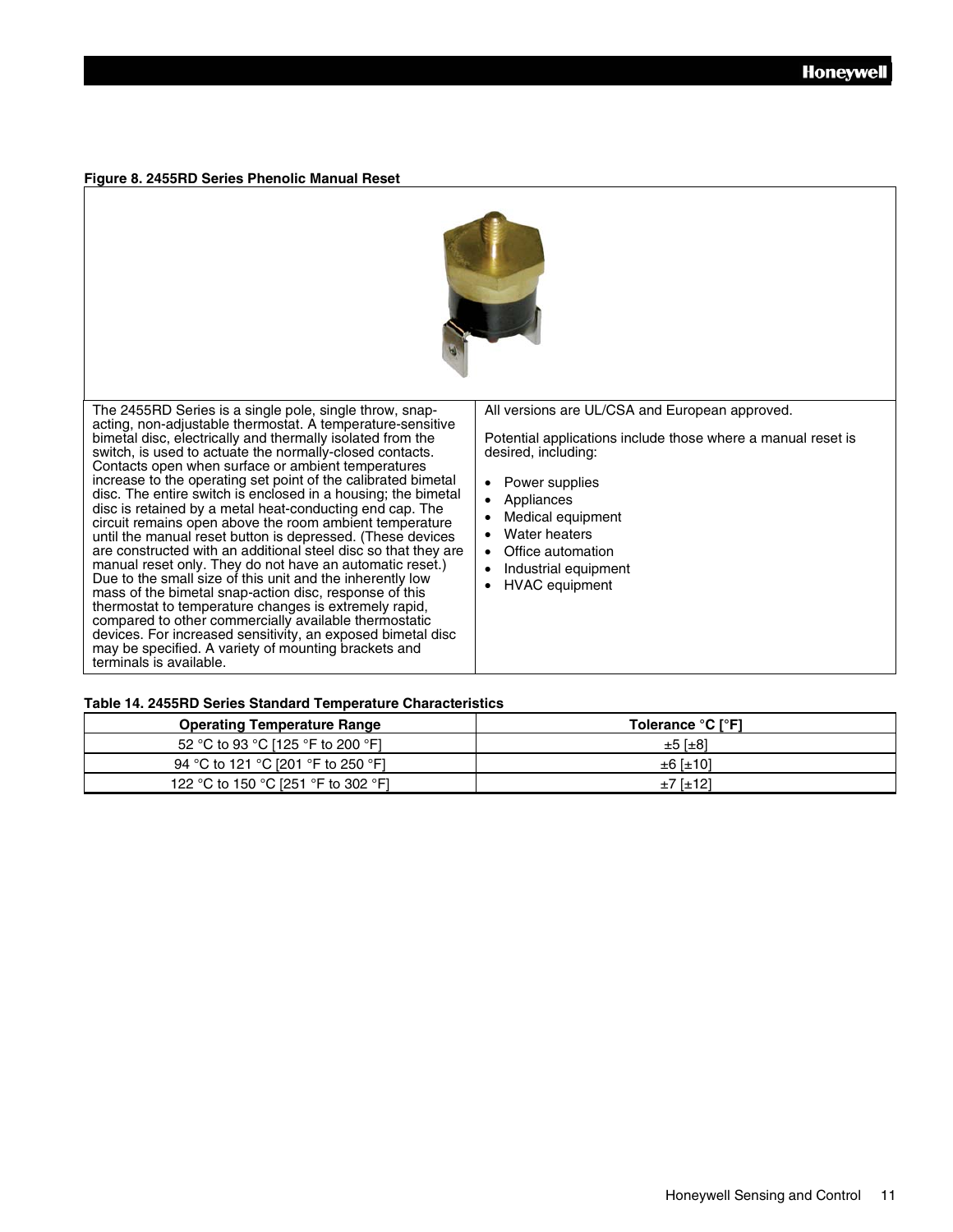**Figure 8. 2455RD Series Phenolic Manual Reset**

The 2455RD Series is a single pole, single throw, snap-acting, non-adjustable thermostat. A temperature-sensitive bimetal disc, electrically and thermally isolated from the switch, is used to actuate the normally-closed contacts. Contacts open when surface or ambient temperatures increase to the operating set point of the calibrated bimetal disc. The entire switch is enclosed in a housing; the bimetal disc is retained by a metal heat-conducting end cap. The circuit remains open above the room ambient temperature until the manual reset button is depressed. (These devices are constructed with an additional steel disc so that they are manual reset only. They do not have an automatic reset.) Due to the small size of this unit and the inherently low mass of the bimetal snap-action disc, response of this thermostat to temperature changes is extremely rapid, compared to other commercially available thermostatic devices. For increased sensitivity, an exposed bimetal disc may be specified. A variety of mounting brackets and terminals is available.

All versions are UL/CSA and European approved.

Potential applications include those where a manual reset is desired, including:

- Power supplies
- Appliances
- Medical equipment
- Water heaters
- Office automation
- Industrial equipment
- HVAC equipment

**Table 14. 2455RD Series Standard Temperature Characteristics**

| Operating Temperature Range | Tolerance °C [°F] |
|---|---|
| 52 °C to 93 °C [125 °F to 200 °F] | ±5 [±8] |
| 94 °C to 121 °C [201 °F to 250 °F] | ±6 [±10] |
| 122 °C to 150 °C [251 °F to 302 °F] | ±7 [±12] |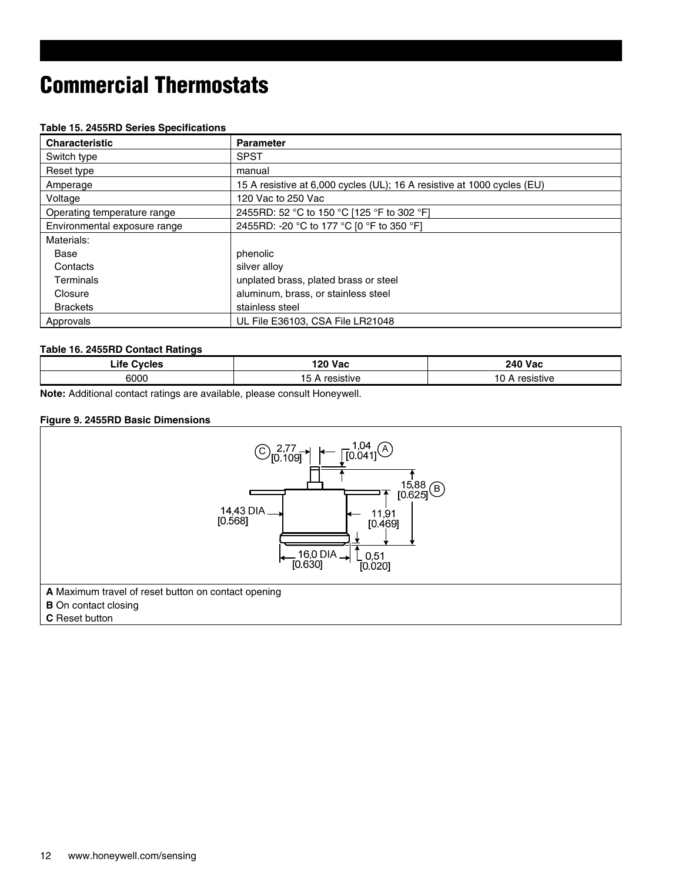# Commercial Thermostats

**Table 15. 2455RD Series Specifications**

| Characteristic | Parameter |
|---|---|
| Switch type | SPST |
| Reset type | manual |
| Amperage | 15 A resistive at 6,000 cycles (UL); 16 A resistive at 1000 cycles (EU) |
| Voltage | 120 Vac to 250 Vac |
| Operating temperature range | 2455RD: 52 °C to 150 °C [125 °F to 302 °F] |
| Environmental exposure range | 2455RD: -20 °C to 177 °C [0 °F to 350 °F] |
| Materials: | |
| Base | phenolic |
| Contacts | silver alloy |
| Terminals | unplated brass, plated brass or steel |
| Closure | aluminum, brass, or stainless steel |
| Brackets | stainless steel |
| Approvals | UL File E36103, CSA File LR21048 |

**Table 16. 2455RD Contact Ratings**

| Life Cycles | 120 Vac | 240 Vac |
|---|---|---|
| 6000 | 15 A resistive | 10 A resistive |

**Note:** Additional contact ratings are available, please consult Honeywell.

**Figure 9. 2455RD Basic Dimensions**

C 2,77 [0.109]

1,04 [0.041] A

15,88 [0.625] B

14,43 DIA [0.568]

11,91 [0.469]

16,0 DIA [0.630]

0,51 [0.020]

**A** Maximum travel of reset button on contact opening

**B** On contact closing

**C** Reset button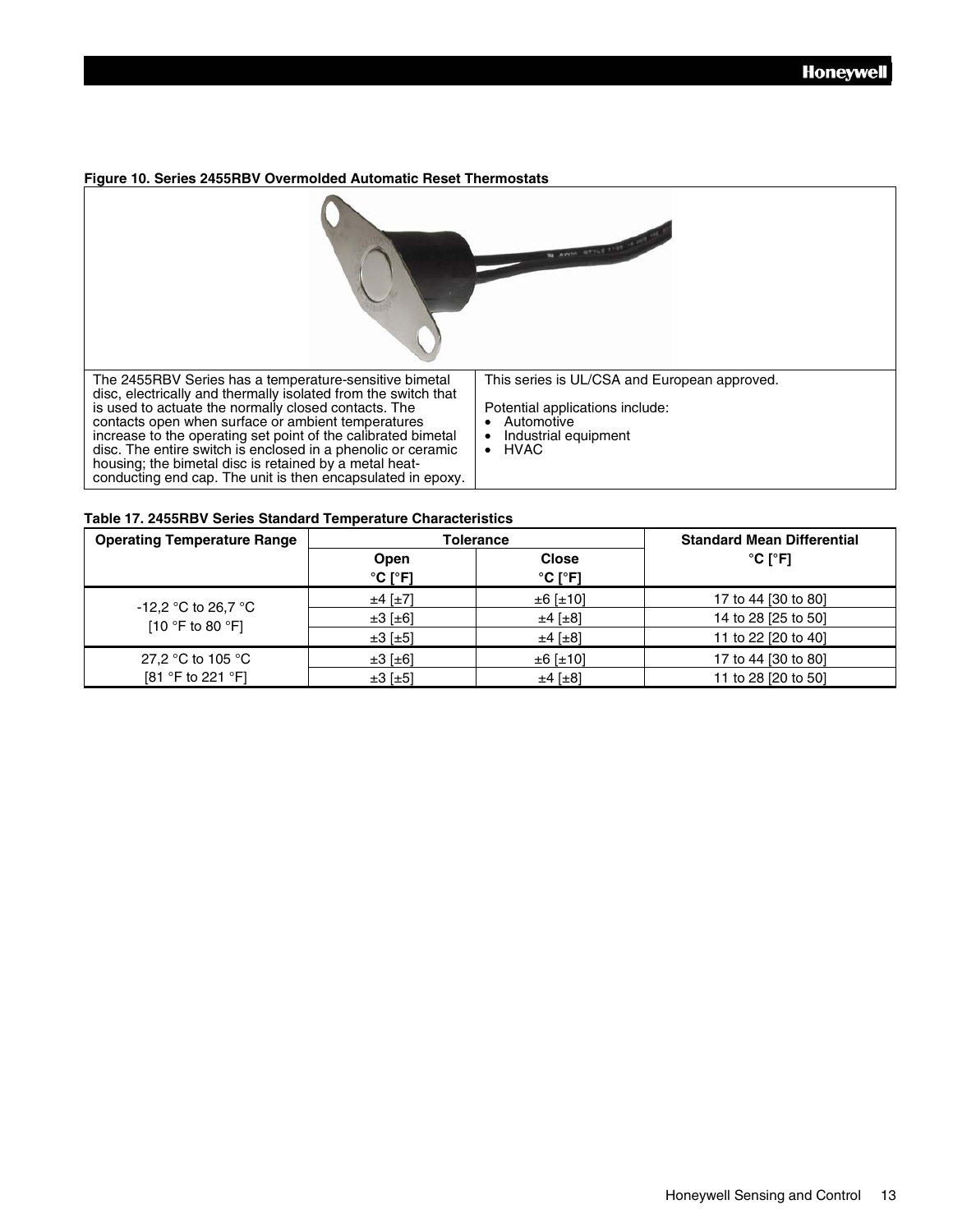**Figure 10. Series 2455RBV Overmolded Automatic Reset Thermostats**

The 2455RBV Series has a temperature-sensitive bimetal disc, electrically and thermally isolated from the switch that is used to actuate the normally closed contacts. The contacts open when surface or ambient temperatures increase to the operating set point of the calibrated bimetal disc. The entire switch is enclosed in a phenolic or ceramic housing; the bimetal disc is retained by a metal heat-conducting end cap. The unit is then encapsulated in epoxy.

This series is UL/CSA and European approved.

Potential applications include:

- Automotive
- Industrial equipment
- HVAC

**Table 17. 2455RBV Series Standard Temperature Characteristics**

| Operating Temperature Range | Tolerance | | Standard Mean Differential °C [°F] |
|---|---|---|---|
| | Open °C [°F] | Close °C [°F] | |
| -12,2 °C to 26,7 °C [10 °F to 80 °F] | ±4 [±7] | ±6 [±10] | 17 to 44 [30 to 80] |
| | ±3 [±6] | ±4 [±8] | 14 to 28 [25 to 50] |
| | ±3 [±5] | ±4 [±8] | 11 to 22 [20 to 40] |
| 27,2 °C to 105 °C [81 °F to 221 °F] | ±3 [±6] | ±6 [±10] | 17 to 44 [30 to 80] |
| | ±3 [±5] | ±4 [±8] | 11 to 28 [20 to 50] |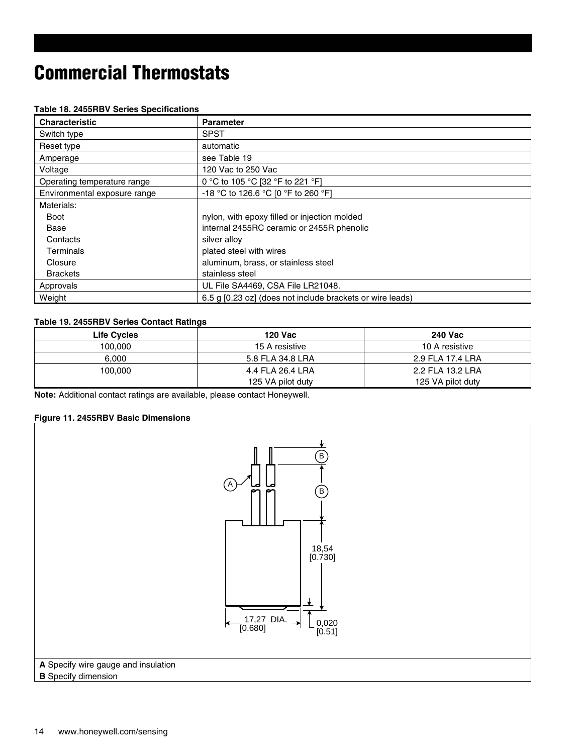# Commercial Thermostats

**Table 18. 2455RBV Series Specifications**

| Characteristic | Parameter |
| --- | --- |
| Switch type | SPST |
| Reset type | automatic |
| Amperage | see Table 19 |
| Voltage | 120 Vac to 250 Vac |
| Operating temperature range | 0 °C to 105 °C [32 °F to 221 °F] |
| Environmental exposure range | -18 °C to 126.6 °C [0 °F to 260 °F] |
| Materials: | |
| Boot | nylon, with epoxy filled or injection molded |
| Base | internal 2455RC ceramic or 2455R phenolic |
| Contacts | silver alloy |
| Terminals | plated steel with wires |
| Closure | aluminum, brass, or stainless steel |
| Brackets | stainless steel |
| Approvals | UL File SA4469, CSA File LR21048. |
| Weight | 6.5 g [0.23 oz] (does not include brackets or wire leads) |

**Table 19. 2455RBV Series Contact Ratings**

| Life Cycles | 120 Vac | 240 Vac |
| --- | --- | --- |
| 100,000 | 15 A resistive | 10 A resistive |
| 6,000 | 5.8 FLA 34.8 LRA | 2.9 FLA 17.4 LRA |
| 100,000 | 4.4 FLA 26.4 LRA 125 VA pilot duty | 2.2 FLA 13.2 LRA 125 VA pilot duty |

**Note:** Additional contact ratings are available, please contact Honeywell.

**Figure 11. 2455RBV Basic Dimensions**

18,54 [0.730]

17,27 DIA. [0.680]

0,020 [0.51]

**A** Specify wire gauge and insulation
**B** Specify dimension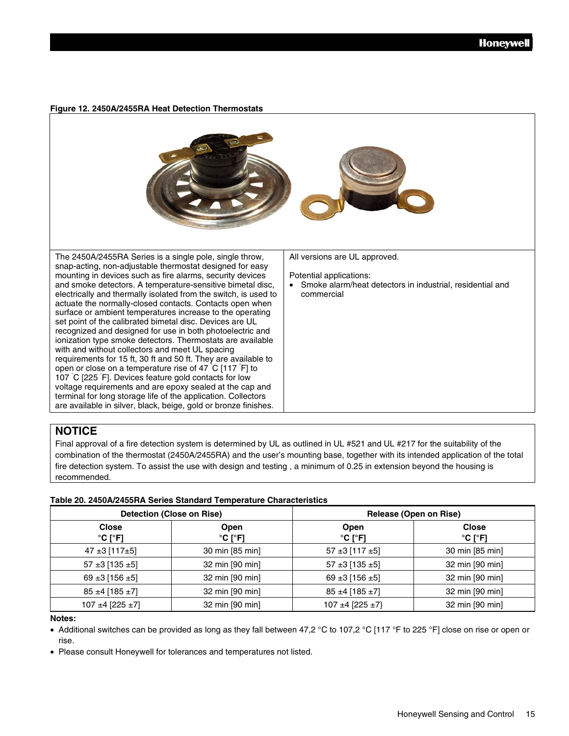**Figure 12. 2450A/2455RA Heat Detection Thermostats**

The 2450A/2455RA Series is a single pole, single throw, snap-acting, non-adjustable thermostat designed for easy mounting in devices such as fire alarms, security devices and smoke detectors. A temperature-sensitive bimetal disc, electrically and thermally isolated from the switch, is used to actuate the normally-closed contacts. Contacts open when surface or ambient temperatures increase to the operating set point of the calibrated bimetal disc. Devices are UL recognized and designed for use in both photoelectric and ionization type smoke detectors. Thermostats are available with and without collectors and meet UL spacing requirements for 15 ft, 30 ft and 50 ft. They are available to open or close on a temperature rise of 47 °C [117 °F] to 107 °C [225 °F]. Devices feature gold contacts for low voltage requirements and are epoxy sealed at the cap and terminal for long storage life of the application. Collectors are available in silver, black, beige, gold or bronze finishes.

All versions are UL approved.

Potential applications:

- Smoke alarm/heat detectors in industrial, residential and commercial

## NOTICE

Final approval of a fire detection system is determined by UL as outlined in UL #521 and UL #217 for the suitability of the combination of the thermostat (2450A/2455RA) and the user's mounting base, together with its intended application of the total fire detection system. To assist the use with design and testing , a minimum of 0.25 in extension beyond the housing is recommended.

**Table 20. 2450A/2455RA Series Standard Temperature Characteristics**

| Detection (Close on Rise) | | Release (Open on Rise) | |
|---|---|---|---|
| Close °C [°F] | Open °C [°F] | Open °C [°F] | Close °C [°F] |
| 47 ±3 [117±5] | 30 min [85 min] | 57 ±3 [117 ±5] | 30 min [85 min] |
| 57 ±3 [135 ±5] | 32 min [90 min] | 57 ±3 [135 ±5] | 32 min [90 min] |
| 69 ±3 [156 ±5] | 32 min [90 min] | 69 ±3 [156 ±5] | 32 min [90 min] |
| 85 ±4 [185 ±7] | 32 min [90 min] | 85 ±4 [185 ±7] | 32 min [90 min] |
| 107 ±4 [225 ±7] | 32 min [90 min] | 107 ±4 [225 ±7} | 32 min [90 min] |

**Notes:**

- Additional switches can be provided as long as they fall between 47,2 °C to 107,2 °C [117 °F to 225 °F] close on rise or open or rise.
- Please consult Honeywell for tolerances and temperatures not listed.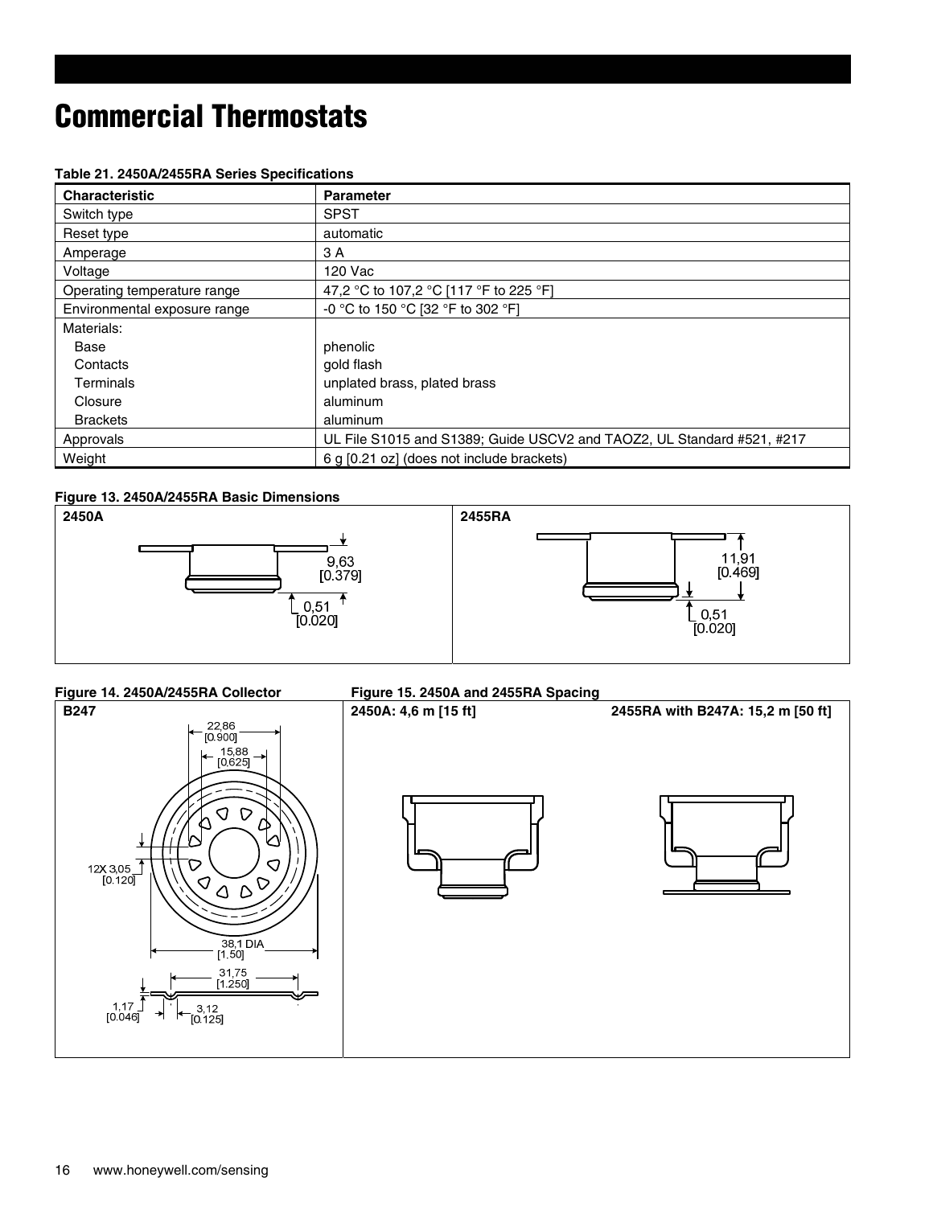# Commercial Thermostats

**Table 21. 2450A/2455RA Series Specifications**

| Characteristic | Parameter |
|---|---|
| Switch type | SPST |
| Reset type | automatic |
| Amperage | 3 A |
| Voltage | 120 Vac |
| Operating temperature range | 47,2 °C to 107,2 °C [117 °F to 225 °F] |
| Environmental exposure range | -0 °C to 150 °C [32 °F to 302 °F] |
| Materials: | |
| Base | phenolic |
| Contacts | gold flash |
| Terminals | unplated brass, plated brass |
| Closure | aluminum |
| Brackets | aluminum |
| Approvals | UL File S1015 and S1389; Guide USCV2 and TAOZ2, UL Standard #521, #217 |
| Weight | 6 g [0.21 oz] (does not include brackets) |

**Figure 13. 2450A/2455RA Basic Dimensions**

2450A: 9,63 [0.379]; 0,51 [0.020]

2455RA: 11,91 [0.469]; 0,51 [0.020]

**Figure 14. 2450A/2455RA Collector**

B247: 22,86 [0.900]; 15,88 [0.625]; 12X 3,05 [0.120]; 38,1 DIA [1.50]; 31,75 [1.250]; 1,17 [0.046]; 3,12 [0.125]

**Figure 15. 2450A and 2455RA Spacing**

2450A: 4,6 m [15 ft]

2455RA with B247A: 15,2 m [50 ft]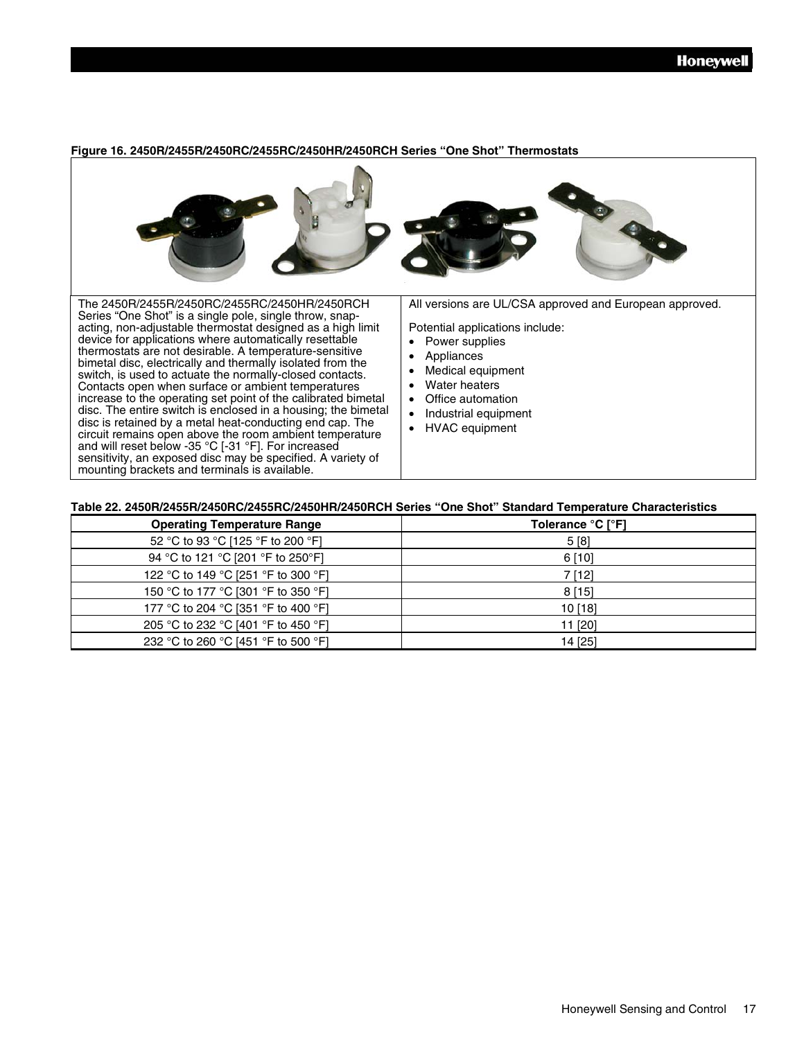**Figure 16. 2450R/2455R/2450RC/2455RC/2450HR/2450RCH Series "One Shot" Thermostats**

The 2450R/2455R/2450RC/2455RC/2450HR/2450RCH Series "One Shot" is a single pole, single throw, snap-acting, non-adjustable thermostat designed as a high limit device for applications where automatically resettable thermostats are not desirable. A temperature-sensitive bimetal disc, electrically and thermally isolated from the switch, is used to actuate the normally-closed contacts. Contacts open when surface or ambient temperatures increase to the operating set point of the calibrated bimetal disc. The entire switch is enclosed in a housing; the bimetal disc is retained by a metal heat-conducting end cap. The circuit remains open above the room ambient temperature and will reset below -35 °C [-31 °F]. For increased sensitivity, an exposed disc may be specified. A variety of mounting brackets and terminals is available.

All versions are UL/CSA approved and European approved.

Potential applications include:

- Power supplies
- Appliances
- Medical equipment
- Water heaters
- Office automation
- Industrial equipment
- HVAC equipment

**Table 22. 2450R/2455R/2450RC/2455RC/2450HR/2450RCH Series "One Shot" Standard Temperature Characteristics**

| Operating Temperature Range | Tolerance °C [°F] |
|---|---|
| 52 °C to 93 °C [125 °F to 200 °F] | 5 [8] |
| 94 °C to 121 °C [201 °F to 250°F] | 6 [10] |
| 122 °C to 149 °C [251 °F to 300 °F] | 7 [12] |
| 150 °C to 177 °C [301 °F to 350 °F] | 8 [15] |
| 177 °C to 204 °C [351 °F to 400 °F] | 10 [18] |
| 205 °C to 232 °C [401 °F to 450 °F] | 11 [20] |
| 232 °C to 260 °C [451 °F to 500 °F] | 14 [25] |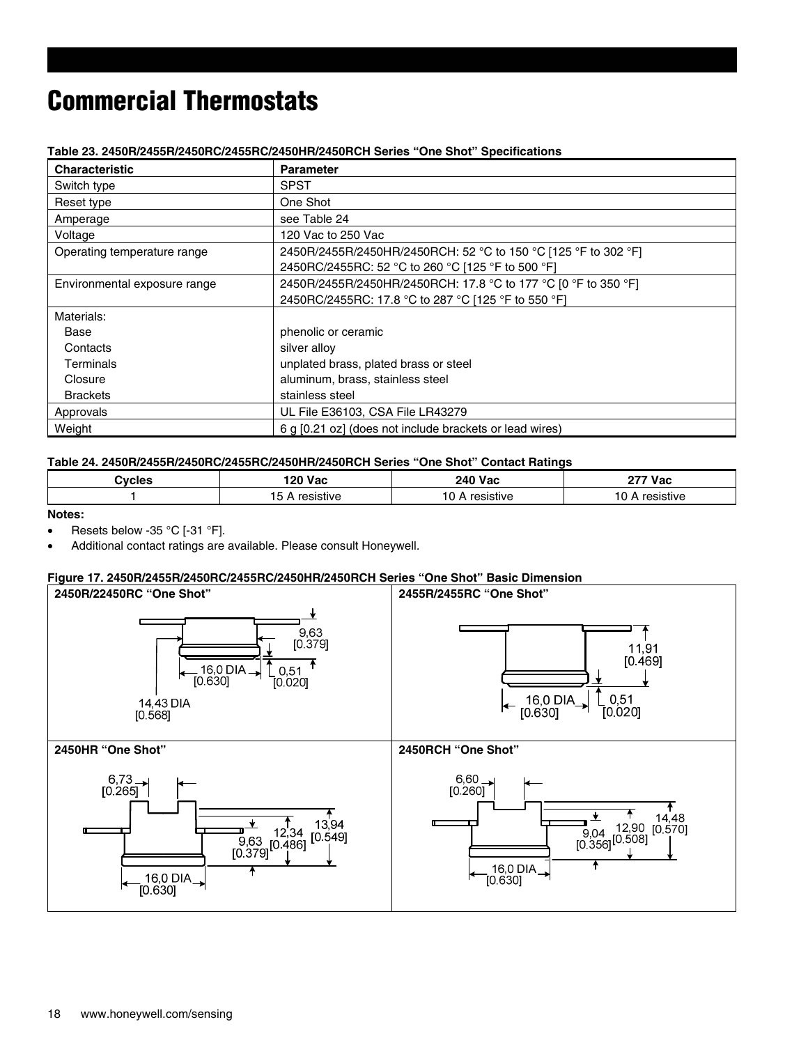# Commercial Thermostats

**Table 23. 2450R/2455R/2450RC/2455RC/2450HR/2450RCH Series "One Shot" Specifications**

| Characteristic | Parameter |
|---|---|
| Switch type | SPST |
| Reset type | One Shot |
| Amperage | see Table 24 |
| Voltage | 120 Vac to 250 Vac |
| Operating temperature range | 2450R/2455R/2450HR/2450RCH: 52 °C to 150 °C [125 °F to 302 °F]<br>2450RC/2455RC: 52 °C to 260 °C [125 °F to 500 °F] |
| Environmental exposure range | 2450R/2455R/2450HR/2450RCH: 17.8 °C to 177 °C [0 °F to 350 °F]<br>2450RC/2455RC: 17.8 °C to 287 °C [125 °F to 550 °F] |
| Materials: | |
| Base | phenolic or ceramic |
| Contacts | silver alloy |
| Terminals | unplated brass, plated brass or steel |
| Closure | aluminum, brass, stainless steel |
| Brackets | stainless steel |
| Approvals | UL File E36103, CSA File LR43279 |
| Weight | 6 g [0.21 oz] (does not include brackets or lead wires) |

**Table 24. 2450R/2455R/2450RC/2455RC/2450HR/2450RCH Series "One Shot" Contact Ratings**

| Cycles | 120 Vac | 240 Vac | 277 Vac |
|---|---|---|---|
| 1 | 15 A resistive | 10 A resistive | 10 A resistive |

**Notes:**

- Resets below -35 °C [-31 °F].
- Additional contact ratings are available. Please consult Honeywell.

**Figure 17. 2450R/2455R/2450RC/2455RC/2450HR/2450RCH Series "One Shot" Basic Dimension**

2450R/22450RC "One Shot"

9,63 [0.379]
16,0 DIA [0.630]
0,51 [0.020]
14,43 DIA [0.568]

2455R/2455RC "One Shot"

11,91 [0.469]
16,0 DIA [0.630]
0,51 [0.020]

2450HR "One Shot"

6,73 [0.265]
9,63 [0.379]
12,34 [0.486]
13,94 [0.549]
16,0 DIA [0.630]

2450RCH "One Shot"

6,60 [0.260]
9,04 [0.356]
12,90 [0.508]
14,48 [0.570]
16,0 DIA [0.630]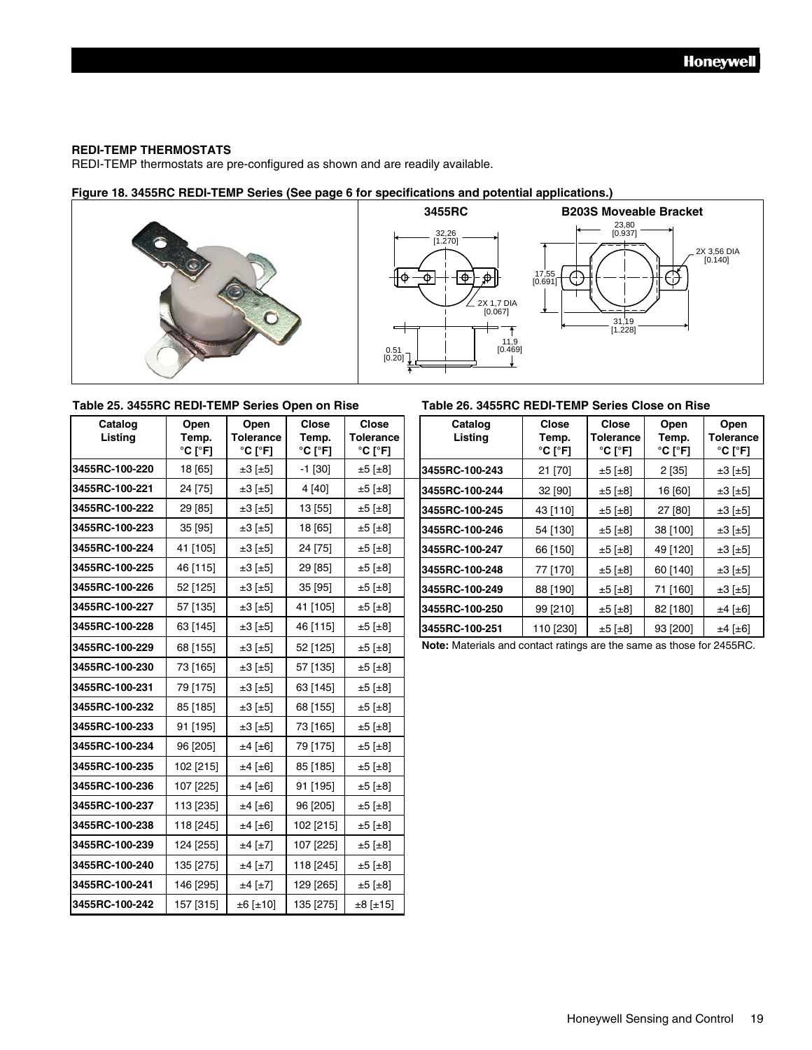### REDI-TEMP THERMOSTATS

REDI-TEMP thermostats are pre-configured as shown and are readily available.

**Figure 18. 3455RC REDI-TEMP Series (See page 6 for specifications and potential applications.)**

**Table 25. 3455RC REDI-TEMP Series Open on Rise**

| Catalog Listing | Open Temp. °C [°F] | Open Tolerance °C [°F] | Close Temp. °C [°F] | Close Tolerance °C [°F] |
|---|---|---|---|---|
| **3455RC-100-220** | 18 [65] | ±3 [±5] | -1 [30] | ±5 [±8] |
| **3455RC-100-221** | 24 [75] | ±3 [±5] | 4 [40] | ±5 [±8] |
| **3455RC-100-222** | 29 [85] | ±3 [±5] | 13 [55] | ±5 [±8] |
| **3455RC-100-223** | 35 [95] | ±3 [±5] | 18 [65] | ±5 [±8] |
| **3455RC-100-224** | 41 [105] | ±3 [±5] | 24 [75] | ±5 [±8] |
| **3455RC-100-225** | 46 [115] | ±3 [±5] | 29 [85] | ±5 [±8] |
| **3455RC-100-226** | 52 [125] | ±3 [±5] | 35 [95] | ±5 [±8] |
| **3455RC-100-227** | 57 [135] | ±3 [±5] | 41 [105] | ±5 [±8] |
| **3455RC-100-228** | 63 [145] | ±3 [±5] | 46 [115] | ±5 [±8] |
| **3455RC-100-229** | 68 [155] | ±3 [±5] | 52 [125] | ±5 [±8] |
| **3455RC-100-230** | 73 [165] | ±3 [±5] | 57 [135] | ±5 [±8] |
| **3455RC-100-231** | 79 [175] | ±3 [±5] | 63 [145] | ±5 [±8] |
| **3455RC-100-232** | 85 [185] | ±3 [±5] | 68 [155] | ±5 [±8] |
| **3455RC-100-233** | 91 [195] | ±3 [±5] | 73 [165] | ±5 [±8] |
| **3455RC-100-234** | 96 [205] | ±4 [±6] | 79 [175] | ±5 [±8] |
| **3455RC-100-235** | 102 [215] | ±4 [±6] | 85 [185] | ±5 [±8] |
| **3455RC-100-236** | 107 [225] | ±4 [±6] | 91 [195] | ±5 [±8] |
| **3455RC-100-237** | 113 [235] | ±4 [±6] | 96 [205] | ±5 [±8] |
| **3455RC-100-238** | 118 [245] | ±4 [±6] | 102 [215] | ±5 [±8] |
| **3455RC-100-239** | 124 [255] | ±4 [±7] | 107 [225] | ±5 [±8] |
| **3455RC-100-240** | 135 [275] | ±4 [±7] | 118 [245] | ±5 [±8] |
| **3455RC-100-241** | 146 [295] | ±4 [±7] | 129 [265] | ±5 [±8] |
| **3455RC-100-242** | 157 [315] | ±6 [±10] | 135 [275] | ±8 [±15] |

**Table 26. 3455RC REDI-TEMP Series Close on Rise**

| Catalog Listing | Close Temp. °C [°F] | Close Tolerance °C [°F] | Open Temp. °C [°F] | Open Tolerance °C [°F] |
|---|---|---|---|---|
| **3455RC-100-243** | 21 [70] | ±5 [±8] | 2 [35] | ±3 [±5] |
| **3455RC-100-244** | 32 [90] | ±5 [±8] | 16 [60] | ±3 [±5] |
| **3455RC-100-245** | 43 [110] | ±5 [±8] | 27 [80] | ±3 [±5] |
| **3455RC-100-246** | 54 [130] | ±5 [±8] | 38 [100] | ±3 [±5] |
| **3455RC-100-247** | 66 [150] | ±5 [±8] | 49 [120] | ±3 [±5] |
| **3455RC-100-248** | 77 [170] | ±5 [±8] | 60 [140] | ±3 [±5] |
| **3455RC-100-249** | 88 [190] | ±5 [±8] | 71 [160] | ±3 [±5] |
| **3455RC-100-250** | 99 [210] | ±5 [±8] | 82 [180] | ±4 [±6] |
| **3455RC-100-251** | 110 [230] | ±5 [±8] | 93 [200] | ±4 [±6] |

**Note:** Materials and contact ratings are the same as those for 2455RC.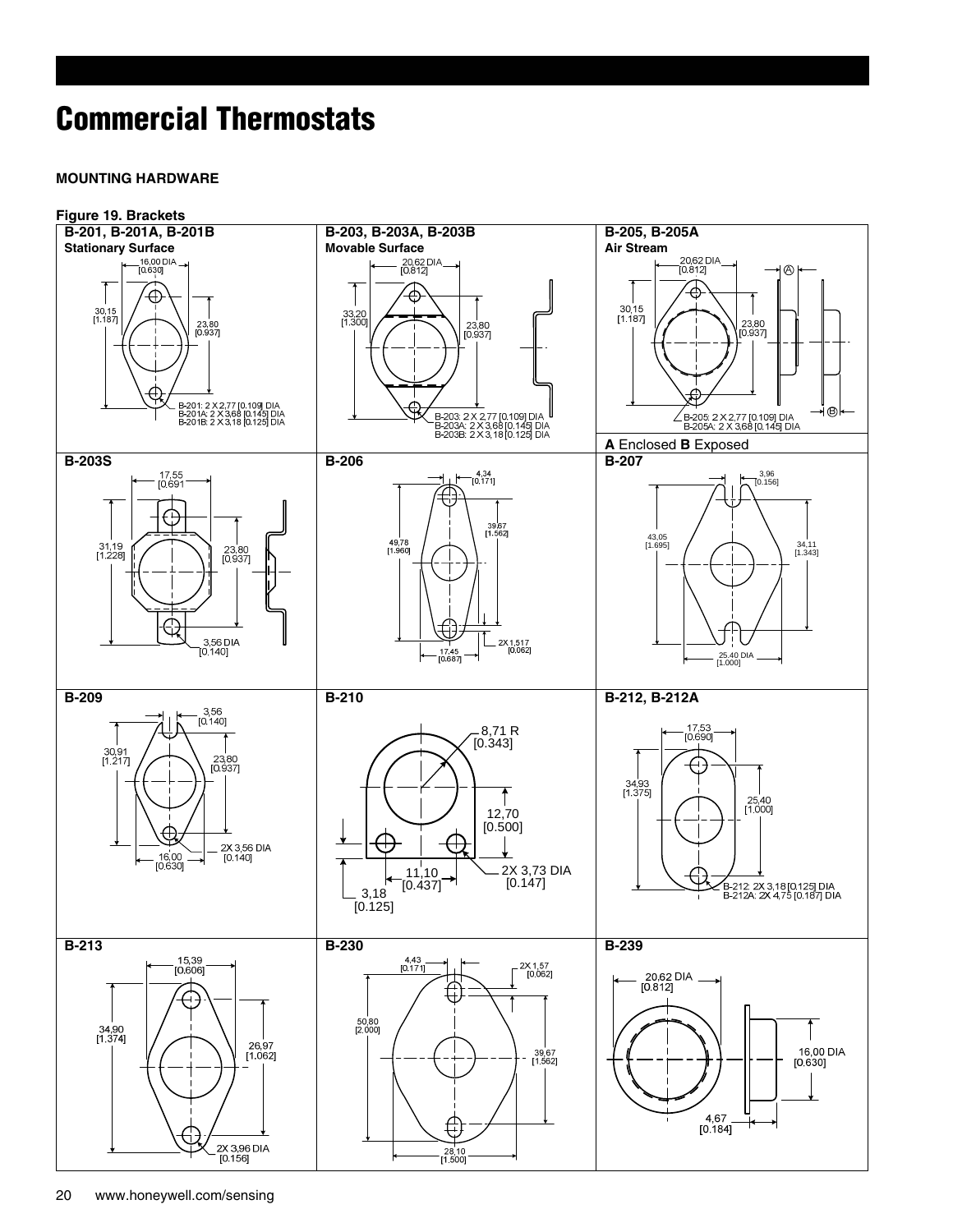# Commercial Thermostats

**MOUNTING HARDWARE**

**Figure 19. Brackets**

**B-201, B-201A, B-201B**
**Stationary Surface**

16,00 DIA [0.630]
30,15 [1.187]
23,80 [0.937]
B-201: 2 X 2,77 [0.109] DIA
B-201A: 2 X 3,68 [0.145] DIA
B-201B: 2 X 3,18 [0.125] DIA

**B-203, B-203A, B-203B**
**Movable Surface**

20,62 DIA [0.812]
33,20 [1.300]
23,80 [0.937]
B-203: 2 X 2,77 [0.109] DIA
B-203A: 2 X 3,68 [0.145] DIA
B-203B: 2 X 3,18 [0.125] DIA

**B-205, B-205A**
**Air Stream**

20,62 DIA [0.812]
30,15 [1.187]
23,80 [0.937]
B-205: 2 X 2,77 [0.109] DIA
B-205A: 2 X 3,68 [0.145] DIA

**A** Enclosed **B** Exposed

**B-203S**

17,55 [0.691]
31,19 [1.228]
23,80 [0.937]
3,56 DIA [0.140]

**B-206**

4,34 [0.171]
39,67 [1.562]
49,78 [1.960]
2X 1,517 [0.062]
17,45 [0.687]

**B-207**

3,96 [0.156]
43,05 [1.695]
34,11 [1.343]
25,40 DIA [1.000]

**B-209**

3,56 [0.140]
30,91 [1.217]
23,80 [0.937]
2X 3,56 DIA [0.140]
16,00 [0.630]

**B-210**

8,71 R [0.343]
12,70 [0.500]
2X 3,73 DIA [0.147]
11,10 [0.437]
3,18 [0.125]

**B-212, B-212A**

17,53 [0.690]
34,93 [1.375]
25,40 [1.000]
B-212: 2X 3,18 [0.125] DIA
B-212A: 2X 4,75 [0.187] DIA

**B-213**

15,39 [0.606]
34,90 [1.374]
26,97 [1.062]
2X 3,96 DIA [0.156]

**B-230**

4,43 [0.171]
2X 1,57 [0.062]
50,80 [2.000]
39,67 [1.562]
28,10 [1.500]

**B-239**

20,62 DIA [0.812]
16,00 DIA [0.630]
4,67 [0.184]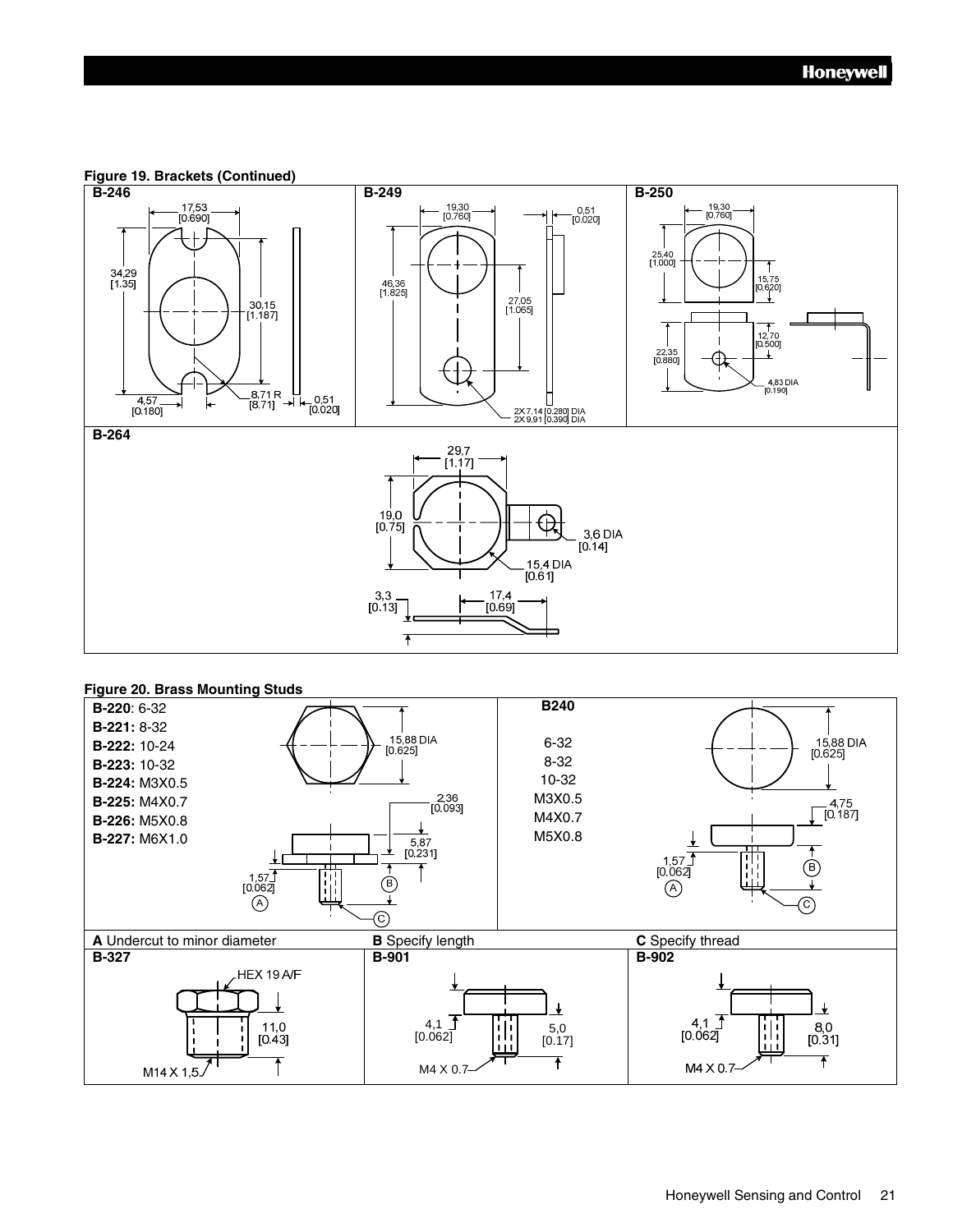**Figure 19. Brackets (Continued)**

**B-246**

17,53 [0.690]

34,29 [1.35]

30,15 [1.187]

4,57 [0.180]

8,71 R [8.71]

0,51 [0.020]

**B-249**

19,30 [0.760]

0,51 [0.020]

46,36 [1.825]

27,05 [1.065]

2X 7,14 [0.280] DIA
2X 9,91 [0.390] DIA

**B-250**

19,30 [0.760]

25,40 [1.000]

15,75 [0.620]

12,70 [0.500]

22,35 [0.880]

4,83 DIA [0.190]

**B-264**

29,7 [1.17]

19,0 [0.75]

3,6 DIA [0.14]

15,4 DIA [0.61]

3,3 [0.13]

17,4 [0.69]

**Figure 20. Brass Mounting Studs**

**B-220**: 6-32
**B-221:** 8-32
**B-222:** 10-24
**B-223:** 10-32
**B-224:** M3X0.5
**B-225:** M4X0.7
**B-226:** M5X0.8
**B-227:** M6X1.0

15,88 DIA [0.625]

2,36 [0.093]

5,87 [0.231]

1,57 [0.062]

**B240**

6-32
8-32
10-32
M3X0.5
M4X0.7
M5X0.8

15,88 DIA [0.625]

4,75 [0.187]

1,57 [0.062]

**A** Undercut to minor diameter **B** Specify length **C** Specify thread

**B-327**

HEX 19 A/F

11,0 [0.43]

M14 X 1,5

**B-901**

4,1 [0.062]

5,0 [0.17]

M4 X 0.7

**B-902**

4,1 [0.062]

8,0 [0.31]

M4 X 0.7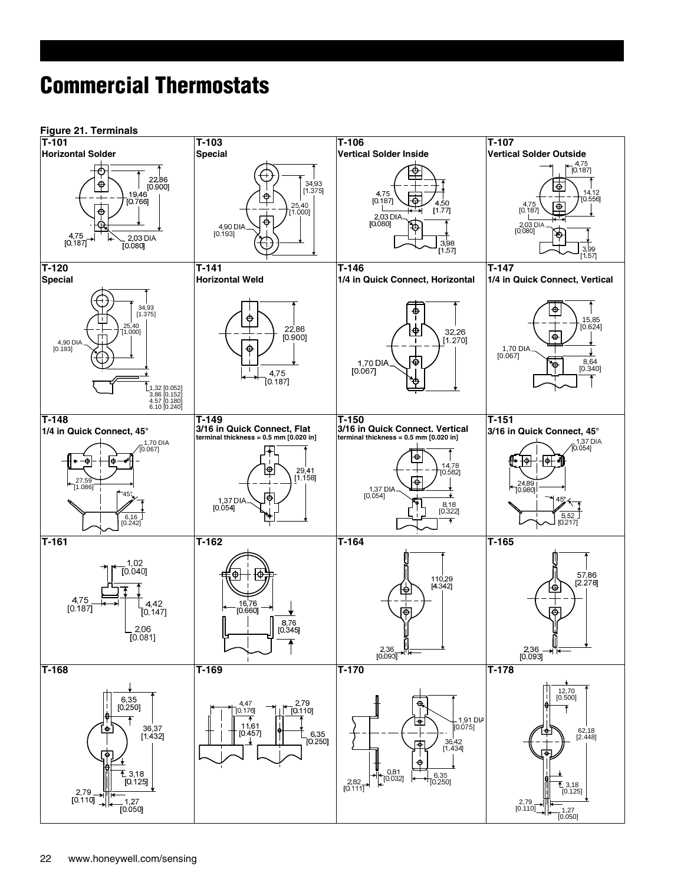# Commercial Thermostats

**Figure 21. Terminals**

| T-101 Horizontal Solder | T-103 Special | T-106 Vertical Solder Inside | T-107 Vertical Solder Outside |
|---|---|---|---|
| 22,86 [0.900]; 19,46 [0.766]; 4,75 [0.187]; 2,03 DIA [0.080] | 34,93 [1.375]; 25,40 [1.000]; 4,90 DIA [0.193] | 4,75 [0.187]; 4,50 [1.77]; 2,03 DIA [0.080]; 3,98 [1.57] | 4,75 [0.187]; 14,12 [0.556]; 4,75 [0.187]; 2,03 DIA [0.080]; 3,99 [1.57] |
| **T-120 Special** | **T-141 Horizontal Weld** | **T-146 1/4 in Quick Connect, Horizontal** | **T-147 1/4 in Quick Connect, Vertical** |
| 34,93 [1.375]; 25,40 [1.000]; 4,90 DIA [0.193]; 1,32 [0.052]; 3,86 [0.152]; 4.57 [0.180]; 6.10 [0.240] | 22,86 [0.900]; 4,75 [0.187] | 32,26 [1.270]; 1,70 DIA [0.067] | 15,85 [0.624]; 1,70 DIA [0.067]; 8,64 [0.340] |
| **T-148 1/4 in Quick Connect, 45°** | **T-149 3/16 in Quick Connect, Flat** terminal thickness = 0.5 mm [0.020 in] | **T-150 3/16 in Quick Connect. Vertical** terminal thickness = 0.5 mm [0.020 in] | **T-151 3/16 in Quick Connect, 45°** |
| 1,70 DIA [0.067]; 27,59 [1.086]; 45°; 6,16 [0.242] | 29,41 [1.158]; 1,37 DIA [0.054] | 14,78 [0.582]; 1,37 DIA [0.054]; 8,18 [0.322] | 1,37 DIA [0.054]; 24,89 [0.980]; 45°; 5,52 [0.217] |
| **T-161** | **T-162** | **T-164** | **T-165** |
| 1,02 [0.040]; 4,75 [0.187]; 4,42 [0.147]; 2,06 [0.081] | 16,76 [0.660]; 8,76 [0.345] | 110,29 [4.342]; 2,36 [0.093] | 57,86 [2.278]; 2,36 [0.093] |
| **T-168** | **T-169** | **T-170** | **T-178** |
| 6,35 [0.250]; 36,37 [1.432]; 3,18 [0.125]; 2,79 [0.110]; 1,27 [0.050] | 4,47 [0.176]; 2,79 [0.110]; 11,61 [0.457]; 6,35 [0.250] | 1,91 DIA [0.075]; 36,42 [1.434]; 0,81 [0.032]; 2,82 [0.111]; 6,35 [0.250] | 12,70 [0.500]; 62,18 [2.448]; 3,18 [0.125]; 2,79 [0.110]; 1,27 [0.050] |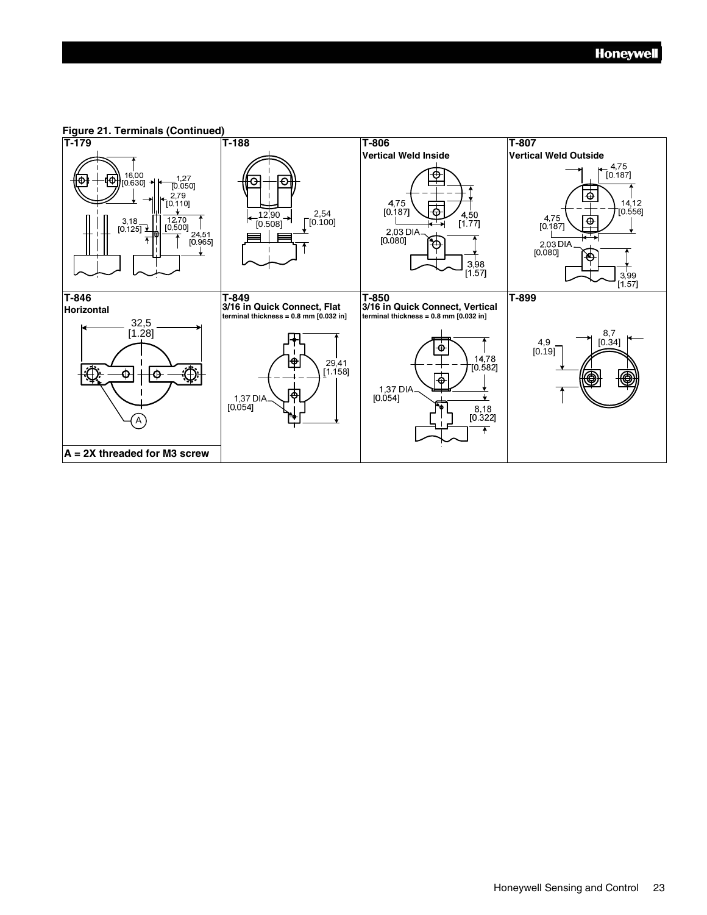**Figure 21. Terminals (Continued)**

| T-179 | T-188 | T-806 | T-807 |
|---|---|---|---|
| 16,00 [0.630]; 1,27 [0.050]; 2,79 [0.110]; 3,18 [0.125]; 12,70 [0.500]; 24,51 [0.965] | 12,90 [0.508]; 2,54 [0.100] | **Vertical Weld Inside** 4,75 [0.187]; 4,50 [1.77]; 2,03 DIA [0.080]; 3,98 [1.57] | **Vertical Weld Outside** 4,75 [0.187]; 14,12 [0.556]; 4,75 [0.187]; 2,03 DIA [0.080]; 3,99 [1.57] |

| T-846 | T-849 | T-850 | T-899 |
|---|---|---|---|
| **Horizontal** 32,5 [1.28]; A | **3/16 in Quick Connect, Flat** terminal thickness = 0.8 mm [0.032 in] 29,41 [1.158]; 1,37 DIA [0.054] | **3/16 in Quick Connect, Vertical** terminal thickness = 0.8 mm [0.032 in] 14,78 [0.582]; 1,37 DIA [0.054]; 8,18 [0.322] | 8,7 [0.34]; 4,9 [0.19] |
| **A = 2X threaded for M3 screw** | | | |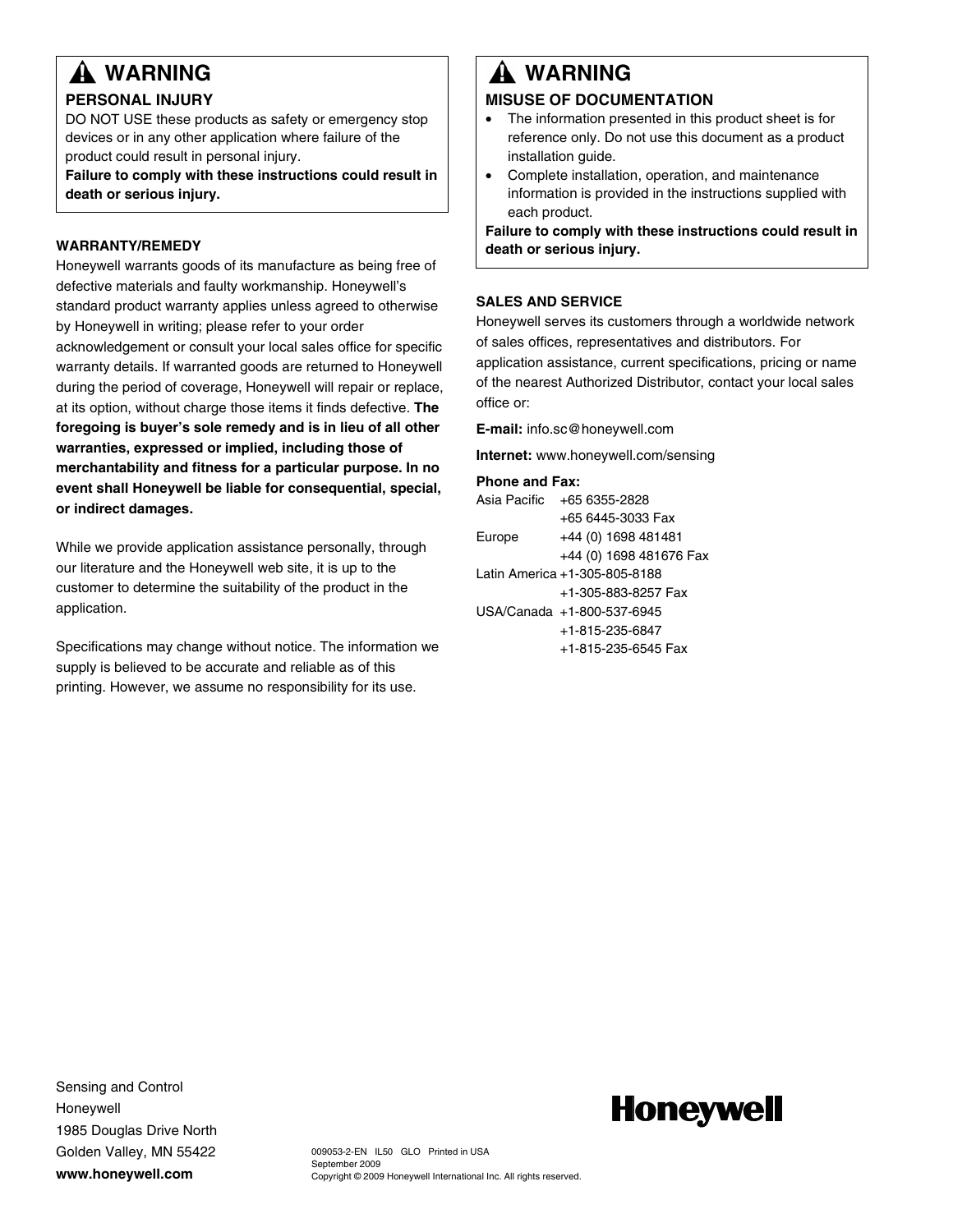## ⚠ WARNING

**PERSONAL INJURY**

DO NOT USE these products as safety or emergency stop devices or in any other application where failure of the product could result in personal injury.

**Failure to comply with these instructions could result in death or serious injury.**

**WARRANTY/REMEDY**

Honeywell warrants goods of its manufacture as being free of defective materials and faulty workmanship. Honeywell's standard product warranty applies unless agreed to otherwise by Honeywell in writing; please refer to your order acknowledgement or consult your local sales office for specific warranty details. If warranted goods are returned to Honeywell during the period of coverage, Honeywell will repair or replace, at its option, without charge those items it finds defective. **The foregoing is buyer's sole remedy and is in lieu of all other warranties, expressed or implied, including those of merchantability and fitness for a particular purpose. In no event shall Honeywell be liable for consequential, special, or indirect damages.**

While we provide application assistance personally, through our literature and the Honeywell web site, it is up to the customer to determine the suitability of the product in the application.

Specifications may change without notice. The information we supply is believed to be accurate and reliable as of this printing. However, we assume no responsibility for its use.

## ⚠ WARNING

**MISUSE OF DOCUMENTATION**

- The information presented in this product sheet is for reference only. Do not use this document as a product installation guide.
- Complete installation, operation, and maintenance information is provided in the instructions supplied with each product.

**Failure to comply with these instructions could result in death or serious injury.**

**SALES AND SERVICE**

Honeywell serves its customers through a worldwide network of sales offices, representatives and distributors. For application assistance, current specifications, pricing or name of the nearest Authorized Distributor, contact your local sales office or:

**E-mail:** info.sc@honeywell.com

**Internet:** www.honeywell.com/sensing

**Phone and Fax:**

| | |
|---|---|
| Asia Pacific | +65 6355-2828 |
| | +65 6445-3033 Fax |
| Europe | +44 (0) 1698 481481 |
| | +44 (0) 1698 481676 Fax |
| Latin America | +1-305-805-8188 |
| | +1-305-883-8257 Fax |
| USA/Canada | +1-800-537-6945 |
| | +1-815-235-6847 |
| | +1-815-235-6545 Fax |

Sensing and Control
Honeywell
1985 Douglas Drive North
Golden Valley, MN 55422
**www.honeywell.com**

009053-2-EN IL50 GLO Printed in USA
September 2009
Copyright © 2009 Honeywell International Inc. All rights reserved.

**Honeywell**